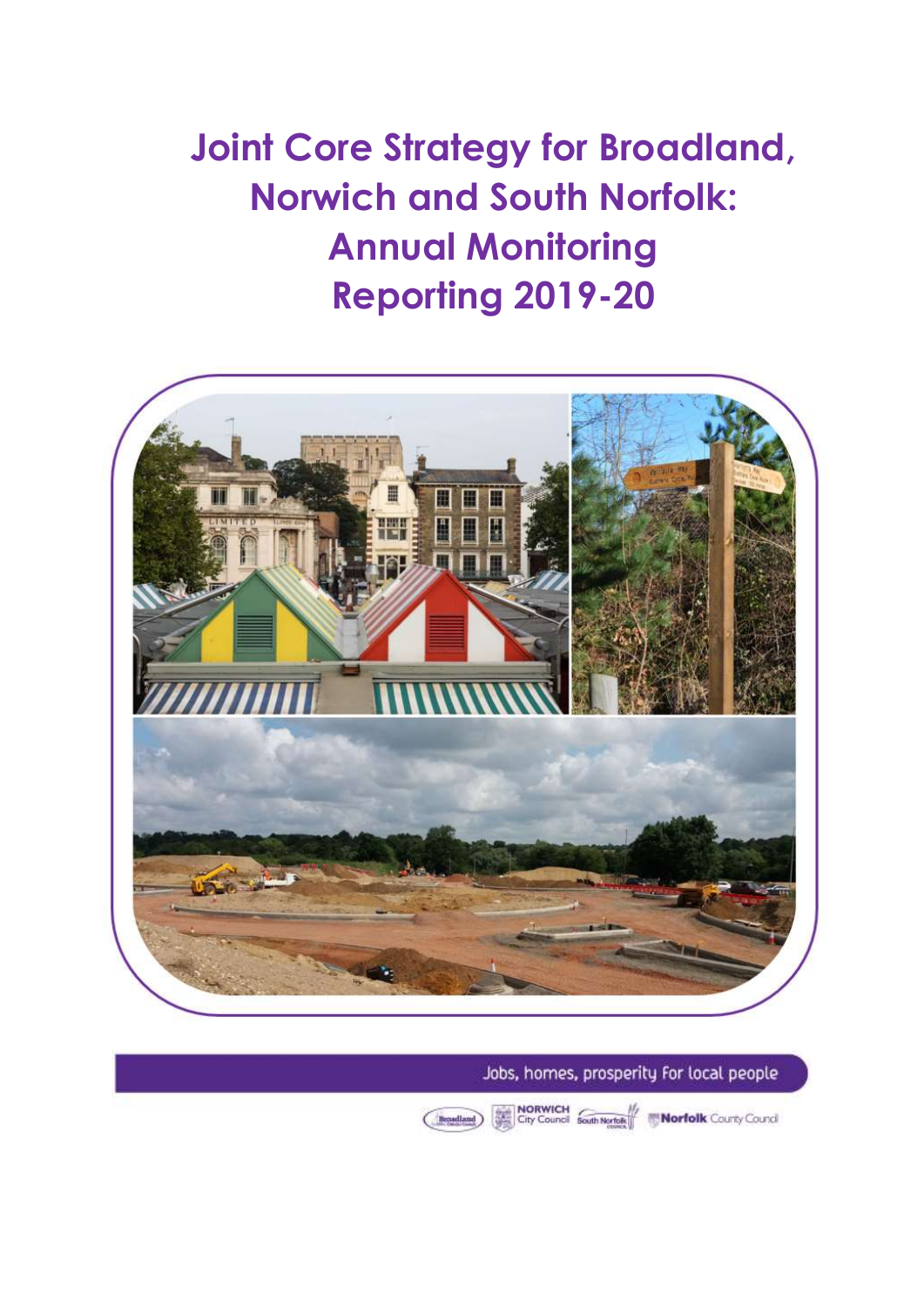# Joint Core Strategy for Broadland, Norwich and South Norfolk: Annual Monitoring Reporting 2019-20

Jobs, homes, prosperity for local people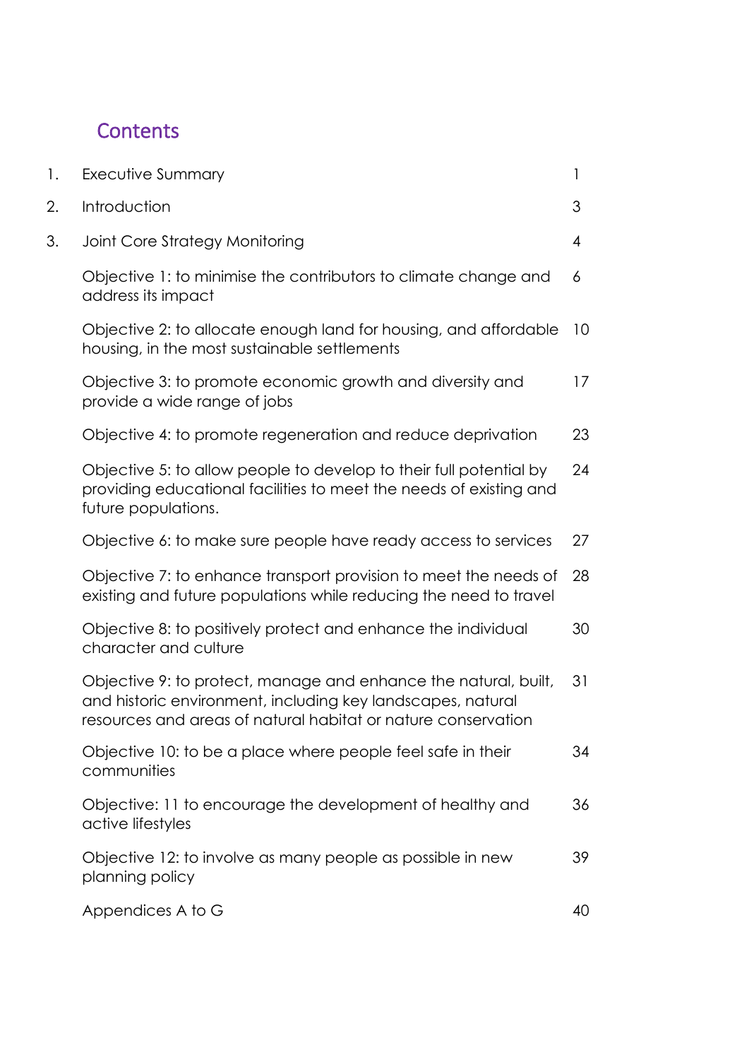# Contents

| | | |
|---|---|---|
| 1. | Executive Summary | 1 |
| 2. | Introduction | 3 |
| 3. | Joint Core Strategy Monitoring | 4 |
| | Objective 1: to minimise the contributors to climate change and address its impact | 6 |
| | Objective 2: to allocate enough land for housing, and affordable housing, in the most sustainable settlements | 10 |
| | Objective 3: to promote economic growth and diversity and provide a wide range of jobs | 17 |
| | Objective 4: to promote regeneration and reduce deprivation | 23 |
| | Objective 5: to allow people to develop to their full potential by providing educational facilities to meet the needs of existing and future populations. | 24 |
| | Objective 6: to make sure people have ready access to services | 27 |
| | Objective 7: to enhance transport provision to meet the needs of existing and future populations while reducing the need to travel | 28 |
| | Objective 8: to positively protect and enhance the individual character and culture | 30 |
| | Objective 9: to protect, manage and enhance the natural, built, and historic environment, including key landscapes, natural resources and areas of natural habitat or nature conservation | 31 |
| | Objective 10: to be a place where people feel safe in their communities | 34 |
| | Objective: 11 to encourage the development of healthy and active lifestyles | 36 |
| | Objective 12: to involve as many people as possible in new planning policy | 39 |
| | Appendices A to G | 40 |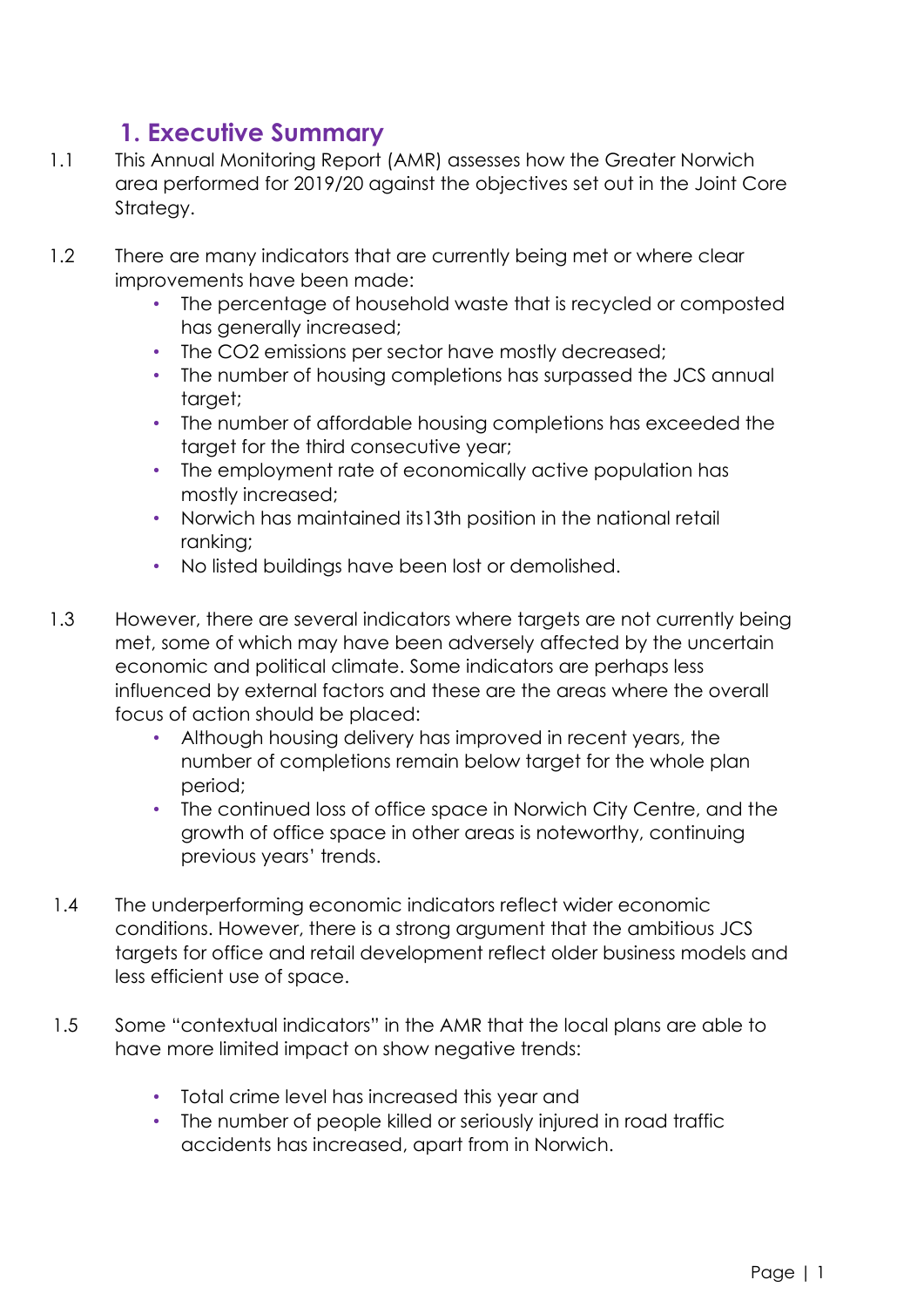# 1. Executive Summary

1.1 This Annual Monitoring Report (AMR) assesses how the Greater Norwich area performed for 2019/20 against the objectives set out in the Joint Core Strategy.

1.2 There are many indicators that are currently being met or where clear improvements have been made:

- The percentage of household waste that is recycled or composted has generally increased;
- The $CO_2$ emissions per sector have mostly decreased;
- The number of housing completions has surpassed the JCS annual target;
- The number of affordable housing completions has exceeded the target for the third consecutive year;
- The employment rate of economically active population has mostly increased;
- Norwich has maintained its13th position in the national retail ranking;
- No listed buildings have been lost or demolished.

1.3 However, there are several indicators where targets are not currently being met, some of which may have been adversely affected by the uncertain economic and political climate. Some indicators are perhaps less influenced by external factors and these are the areas where the overall focus of action should be placed:

- Although housing delivery has improved in recent years, the number of completions remain below target for the whole plan period;
- The continued loss of office space in Norwich City Centre, and the growth of office space in other areas is noteworthy, continuing previous years' trends.

1.4 The underperforming economic indicators reflect wider economic conditions. However, there is a strong argument that the ambitious JCS targets for office and retail development reflect older business models and less efficient use of space.

1.5 Some "contextual indicators" in the AMR that the local plans are able to have more limited impact on show negative trends:

- Total crime level has increased this year and
- The number of people killed or seriously injured in road traffic accidents has increased, apart from in Norwich.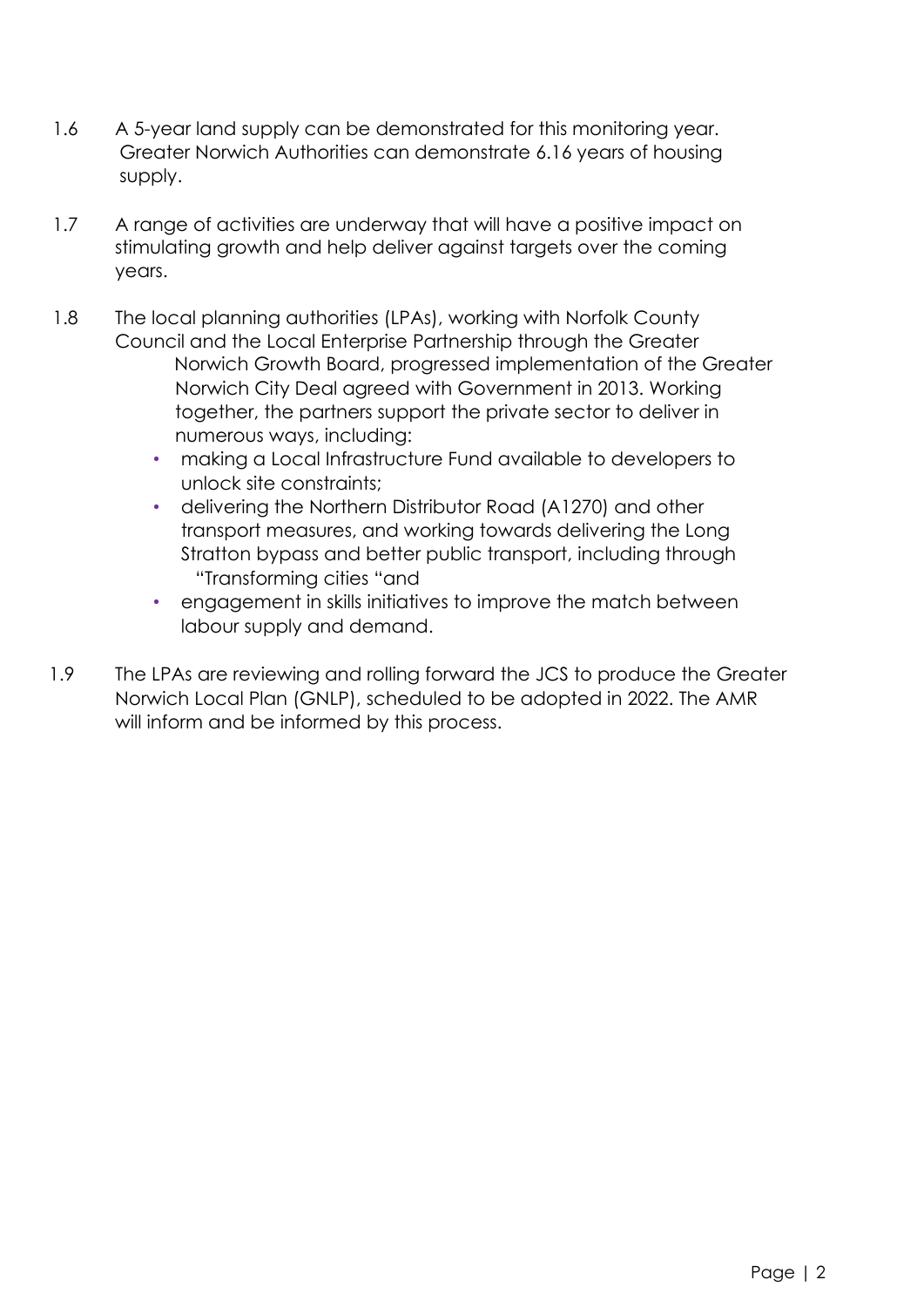1.6 A 5-year land supply can be demonstrated for this monitoring year. Greater Norwich Authorities can demonstrate 6.16 years of housing supply.

1.7 A range of activities are underway that will have a positive impact on stimulating growth and help deliver against targets over the coming years.

1.8 The local planning authorities (LPAs), working with Norfolk County Council and the Local Enterprise Partnership through the Greater Norwich Growth Board, progressed implementation of the Greater Norwich City Deal agreed with Government in 2013. Working together, the partners support the private sector to deliver in numerous ways, including:

- making a Local Infrastructure Fund available to developers to unlock site constraints;
- delivering the Northern Distributor Road (A1270) and other transport measures, and working towards delivering the Long Stratton bypass and better public transport, including through "Transforming cities "and
- engagement in skills initiatives to improve the match between labour supply and demand.

1.9 The LPAs are reviewing and rolling forward the JCS to produce the Greater Norwich Local Plan (GNLP), scheduled to be adopted in 2022. The AMR will inform and be informed by this process.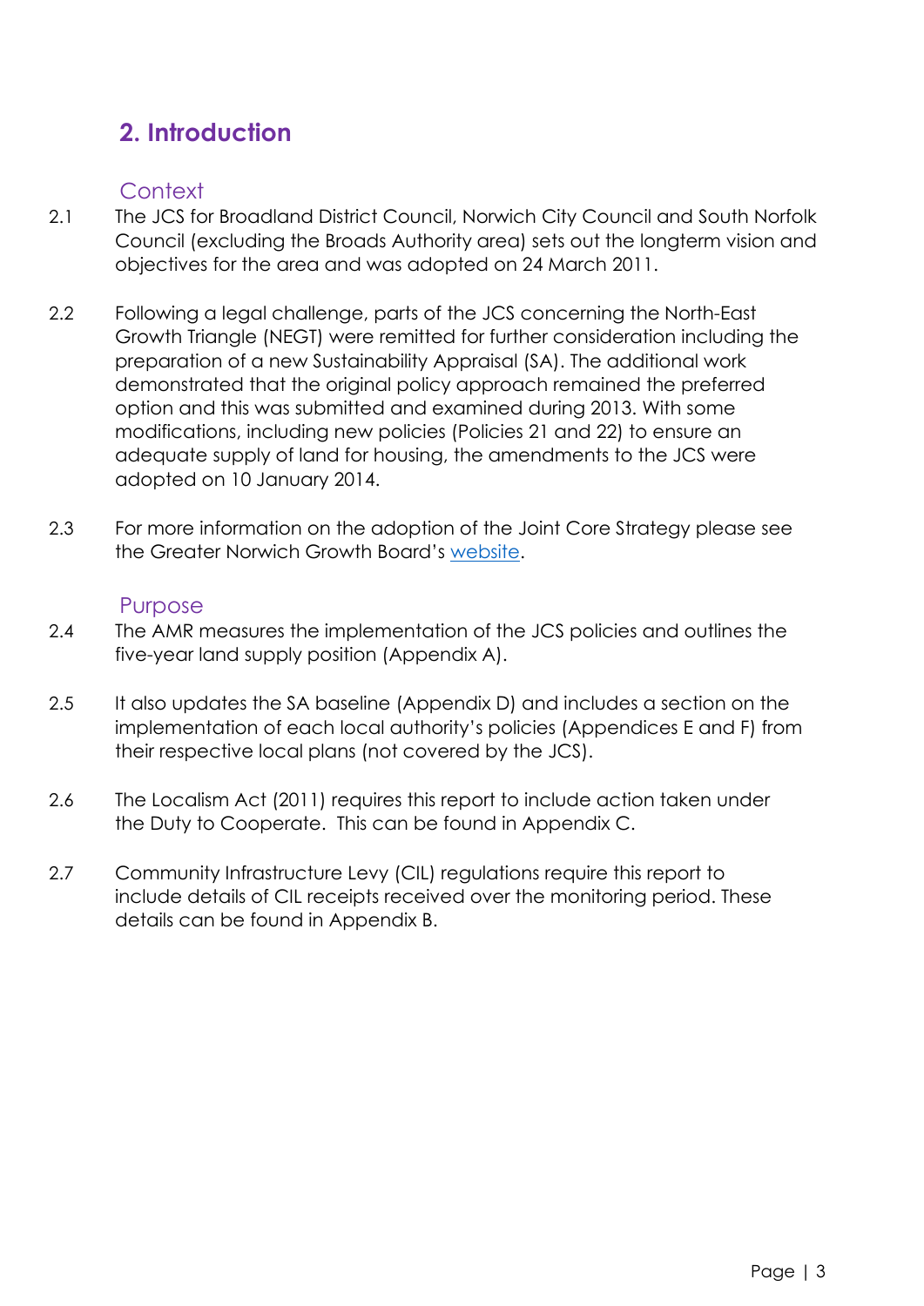## 2. Introduction

### Context

2.1 The JCS for Broadland District Council, Norwich City Council and South Norfolk Council (excluding the Broads Authority area) sets out the longterm vision and objectives for the area and was adopted on 24 March 2011.

2.2 Following a legal challenge, parts of the JCS concerning the North-East Growth Triangle (NEGT) were remitted for further consideration including the preparation of a new Sustainability Appraisal (SA). The additional work demonstrated that the original policy approach remained the preferred option and this was submitted and examined during 2013. With some modifications, including new policies (Policies 21 and 22) to ensure an adequate supply of land for housing, the amendments to the JCS were adopted on 10 January 2014.

2.3 For more information on the adoption of the Joint Core Strategy please see the Greater Norwich Growth Board's website.

### Purpose

2.4 The AMR measures the implementation of the JCS policies and outlines the five-year land supply position (Appendix A).

2.5 It also updates the SA baseline (Appendix D) and includes a section on the implementation of each local authority's policies (Appendices E and F) from their respective local plans (not covered by the JCS).

2.6 The Localism Act (2011) requires this report to include action taken under the Duty to Cooperate. This can be found in Appendix C.

2.7 Community Infrastructure Levy (CIL) regulations require this report to include details of CIL receipts received over the monitoring period. These details can be found in Appendix B.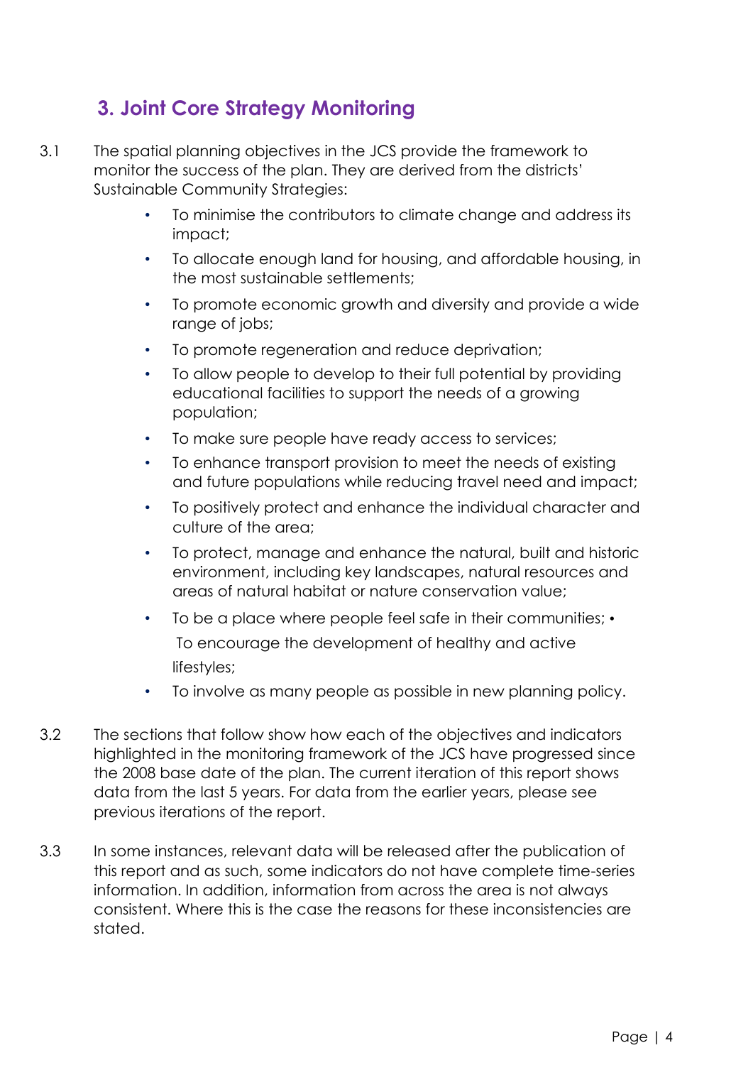## 3. Joint Core Strategy Monitoring

3.1 The spatial planning objectives in the JCS provide the framework to monitor the success of the plan. They are derived from the districts' Sustainable Community Strategies:

- To minimise the contributors to climate change and address its impact;
- To allocate enough land for housing, and affordable housing, in the most sustainable settlements;
- To promote economic growth and diversity and provide a wide range of jobs;
- To promote regeneration and reduce deprivation;
- To allow people to develop to their full potential by providing educational facilities to support the needs of a growing population;
- To make sure people have ready access to services;
- To enhance transport provision to meet the needs of existing and future populations while reducing travel need and impact;
- To positively protect and enhance the individual character and culture of the area;
- To protect, manage and enhance the natural, built and historic environment, including key landscapes, natural resources and areas of natural habitat or nature conservation value;
- To be a place where people feel safe in their communities;
- To encourage the development of healthy and active lifestyles;
- To involve as many people as possible in new planning policy.

3.2 The sections that follow show how each of the objectives and indicators highlighted in the monitoring framework of the JCS have progressed since the 2008 base date of the plan. The current iteration of this report shows data from the last 5 years. For data from the earlier years, please see previous iterations of the report.

3.3 In some instances, relevant data will be released after the publication of this report and as such, some indicators do not have complete time-series information. In addition, information from across the area is not always consistent. Where this is the case the reasons for these inconsistencies are stated.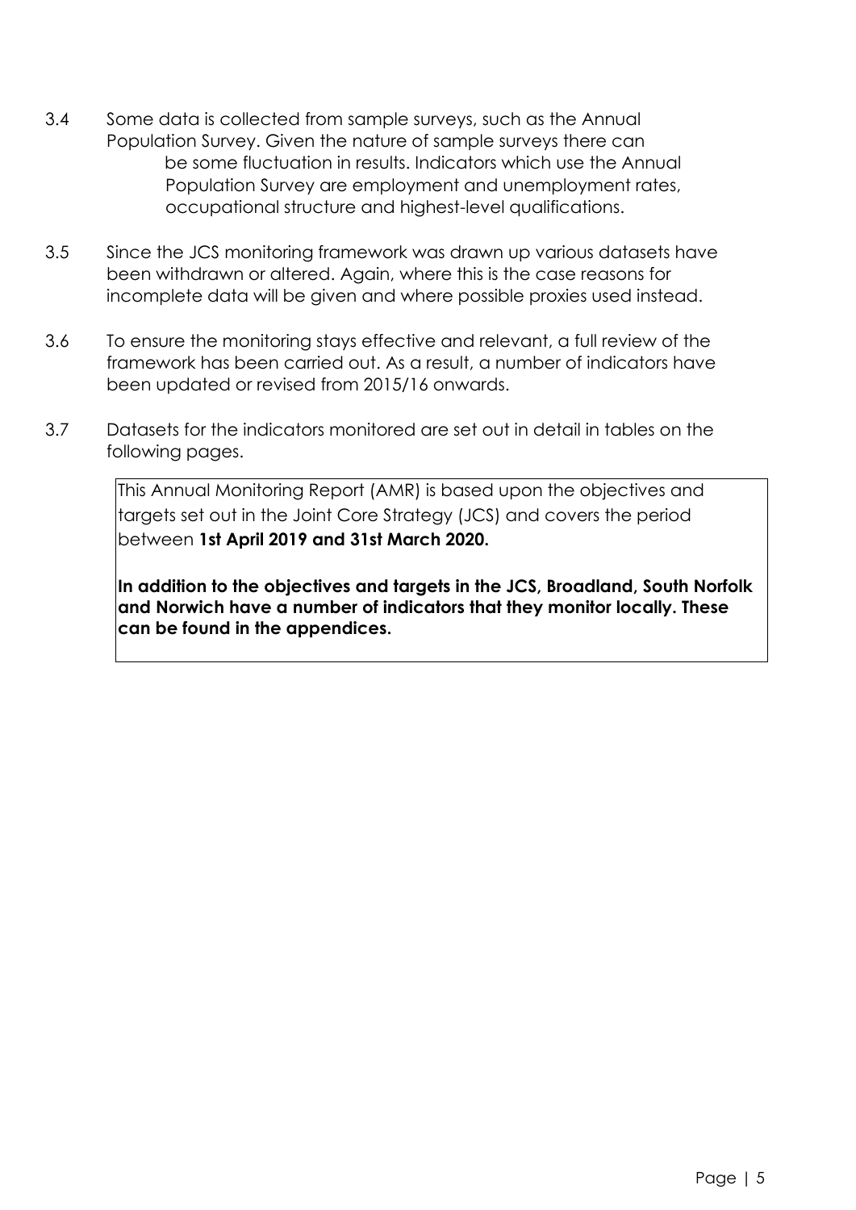3.4 Some data is collected from sample surveys, such as the Annual Population Survey. Given the nature of sample surveys there can be some fluctuation in results. Indicators which use the Annual Population Survey are employment and unemployment rates, occupational structure and highest-level qualifications.

3.5 Since the JCS monitoring framework was drawn up various datasets have been withdrawn or altered. Again, where this is the case reasons for incomplete data will be given and where possible proxies used instead.

3.6 To ensure the monitoring stays effective and relevant, a full review of the framework has been carried out. As a result, a number of indicators have been updated or revised from 2015/16 onwards.

3.7 Datasets for the indicators monitored are set out in detail in tables on the following pages.

This Annual Monitoring Report (AMR) is based upon the objectives and targets set out in the Joint Core Strategy (JCS) and covers the period between **1st April 2019 and 31st March 2020.**

**In addition to the objectives and targets in the JCS, Broadland, South Norfolk and Norwich have a number of indicators that they monitor locally. These can be found in the appendices.**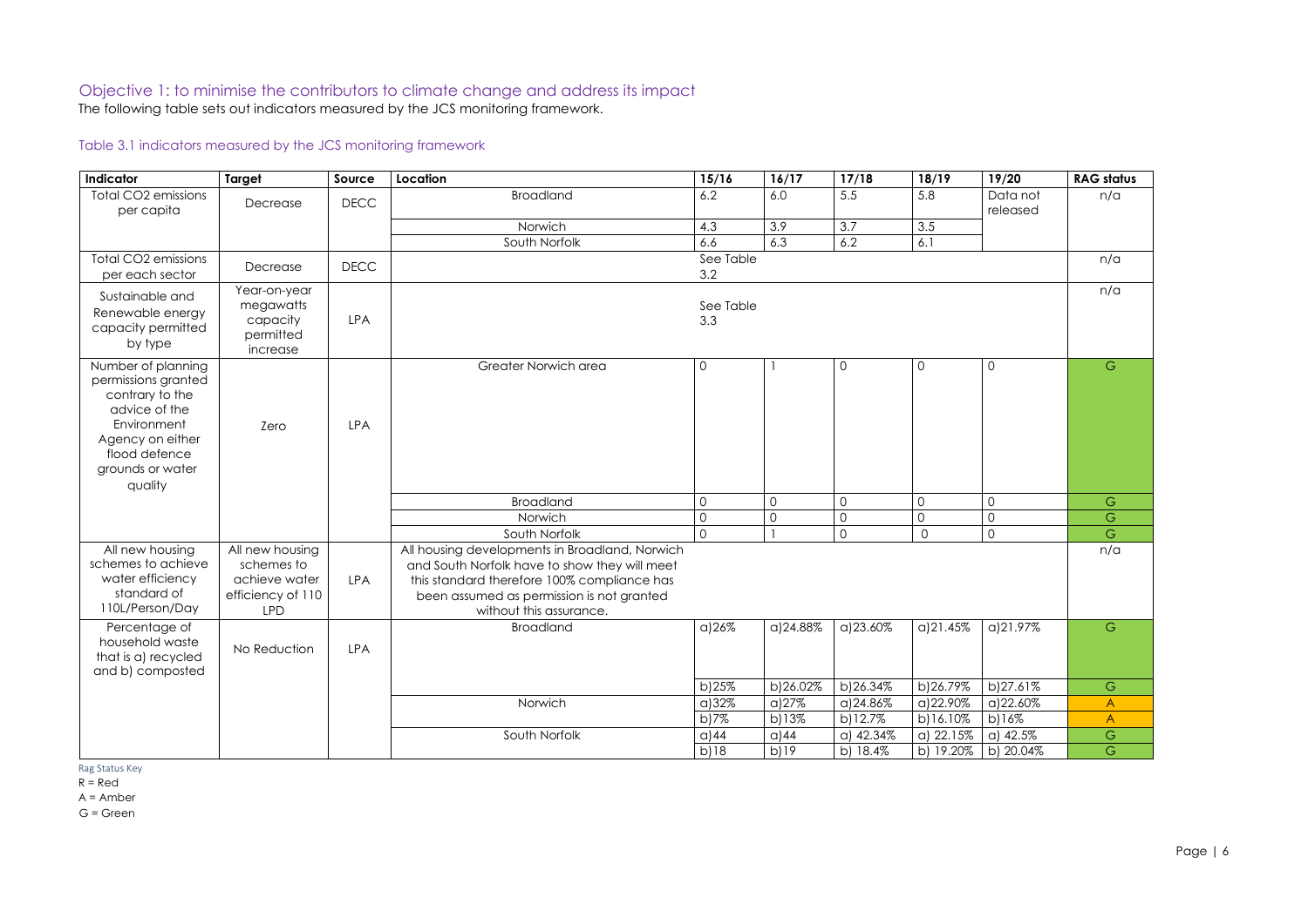## Objective 1: to minimise the contributors to climate change and address its impact

The following table sets out indicators measured by the JCS monitoring framework.

### Table 3.1 indicators measured by the JCS monitoring framework

| Indicator | Target | Source | Location | 15/16 | 16/17 | 17/18 | 18/19 | 19/20 | RAG status |
|---|---|---|---|---|---|---|---|---|---|
| Total $CO_2$ emissions per capita | Decrease | DECC | Broadland | 6.2 | 6.0 | 5.5 | 5.8 | Data not released | n/a |
| | | | Norwich | 4.3 | 3.9 | 3.7 | 3.5 | | |
| | | | South Norfolk | 6.6 | 6.3 | 6.2 | 6.1 | | |
| Total $CO_2$ emissions per each sector | Decrease | DECC | See Table 3.2 | | | | | | n/a |
| Sustainable and Renewable energy capacity permitted by type | Year-on-year megawatts capacity permitted increase | LPA | See Table 3.3 | | | | | | n/a |
| Number of planning permissions granted contrary to the advice of the Environment Agency on either flood defence grounds or water quality | Zero | LPA | Greater Norwich area | 0 | 1 | 0 | 0 | 0 | G |
| | | | Broadland | 0 | 0 | 0 | 0 | 0 | G |
| | | | Norwich | 0 | 0 | 0 | 0 | 0 | G |
| | | | South Norfolk | 0 | 1 | 0 | 0 | 0 | G |
| All new housing schemes to achieve water efficiency standard of 110L/Person/Day | All new housing schemes to achieve water efficiency of 110 LPD | LPA | All housing developments in Broadland, Norwich and South Norfolk have to show they will meet this standard therefore 100% compliance has been assumed as permission is not granted without this assurance. | | | | | | n/a |
| Percentage of household waste that is a) recycled and b) composted | No Reduction | LPA | Broadland | a)26% | a)24.88% | a)23.60% | a)21.45% | a)21.97% | G |
| | | | | b)25% | b)26.02% | b)26.34% | b)26.79% | b)27.61% | G |
| | | | Norwich | a)32% | a)27% | a)24.86% | a)22.90% | a)22.60% | A |
| | | | | b)7% | b)13% | b)12.7% | b)16.10% | b)16% | A |
| | | | South Norfolk | a)44 | a)44 | a) 42.34% | a) 22.15% | a) 42.5% | G |
| | | | | b)18 | b)19 | b) 18.4% | b) 19.20% | b) 20.04% | G |

Rag Status Key

R = Red

A = Amber

G = Green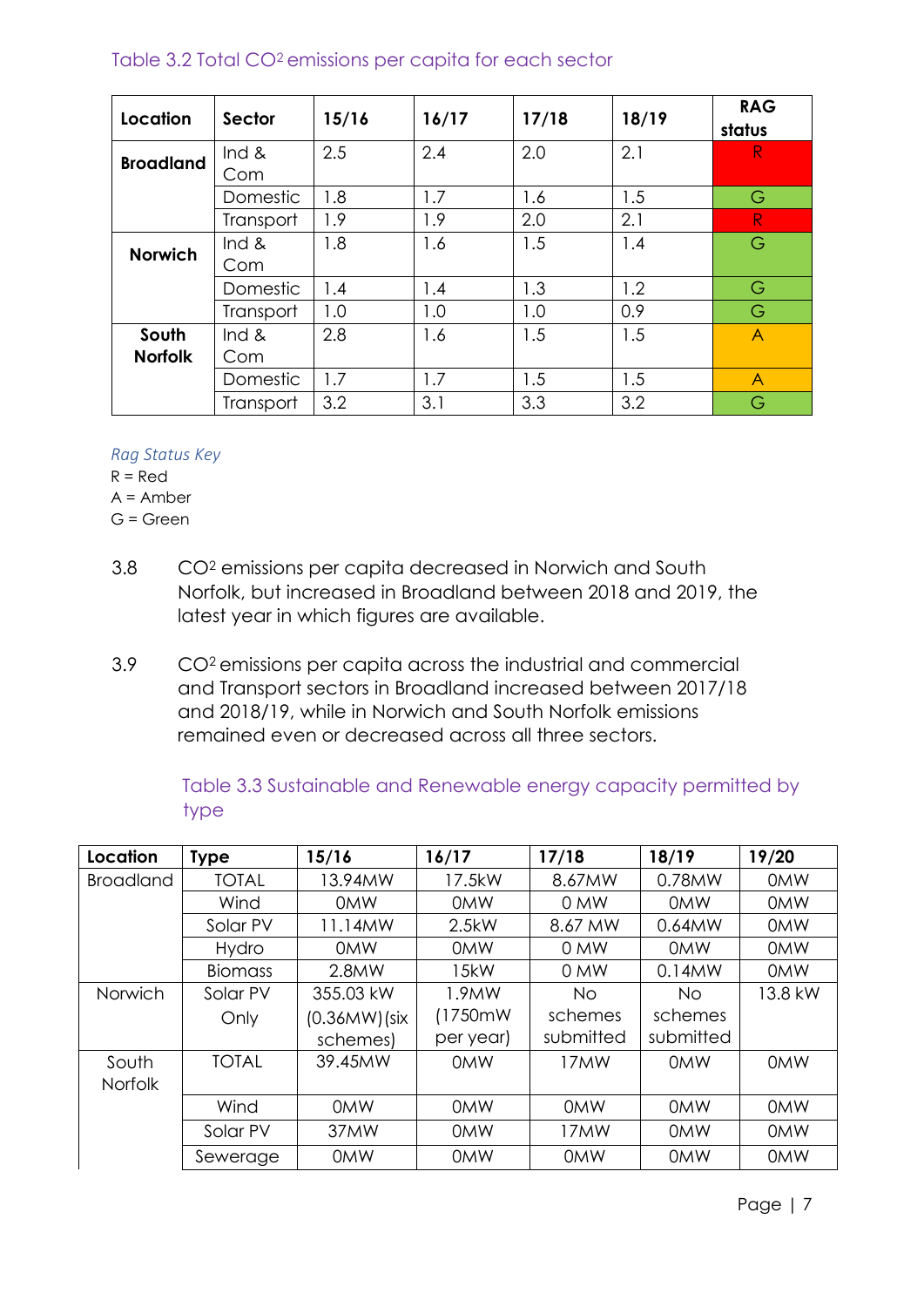Table 3.2 Total $CO^2$ emissions per capita for each sector

| Location | Sector | 15/16 | 16/17 | 17/18 | 18/19 | RAG status |
|---|---|---|---|---|---|---|
| **Broadland** | Ind & Com | 2.5 | 2.4 | 2.0 | 2.1 | R |
| | Domestic | 1.8 | 1.7 | 1.6 | 1.5 | G |
| | Transport | 1.9 | 1.9 | 2.0 | 2.1 | R |
| **Norwich** | Ind & Com | 1.8 | 1.6 | 1.5 | 1.4 | G |
| | Domestic | 1.4 | 1.4 | 1.3 | 1.2 | G |
| | Transport | 1.0 | 1.0 | 1.0 | 0.9 | G |
| **South Norfolk** | Ind & Com | 2.8 | 1.6 | 1.5 | 1.5 | A |
| | Domestic | 1.7 | 1.7 | 1.5 | 1.5 | A |
| | Transport | 3.2 | 3.1 | 3.3 | 3.2 | G |

*Rag Status Key*

R = Red

A = Amber

G = Green

3.8 $CO^2$ emissions per capita decreased in Norwich and South Norfolk, but increased in Broadland between 2018 and 2019, the latest year in which figures are available.

3.9 $CO^2$ emissions per capita across the industrial and commercial and Transport sectors in Broadland increased between 2017/18 and 2018/19, while in Norwich and South Norfolk emissions remained even or decreased across all three sectors.

Table 3.3 Sustainable and Renewable energy capacity permitted by type

| Location | Type | 15/16 | 16/17 | 17/18 | 18/19 | 19/20 |
|---|---|---|---|---|---|---|
| Broadland | TOTAL | 13.94MW | 17.5kW | 8.67MW | 0.78MW | 0MW |
| | Wind | 0MW | 0MW | 0 MW | 0MW | 0MW |
| | Solar PV | 11.14MW | 2.5kW | 8.67 MW | 0.64MW | 0MW |
| | Hydro | 0MW | 0MW | 0 MW | 0MW | 0MW |
| | Biomass | 2.8MW | 15kW | 0 MW | 0.14MW | 0MW |
| Norwich | Solar PV Only | 355.03 kW (0.36MW) (six schemes) | 1.9MW (1750mW per year) | No schemes submitted | No schemes submitted | 13.8 kW |
| South Norfolk | TOTAL | 39.45MW | 0MW | 17MW | 0MW | 0MW |
| | Wind | 0MW | 0MW | 0MW | 0MW | 0MW |
| | Solar PV | 37MW | 0MW | 17MW | 0MW | 0MW |
| | Sewerage | 0MW | 0MW | 0MW | 0MW | 0MW |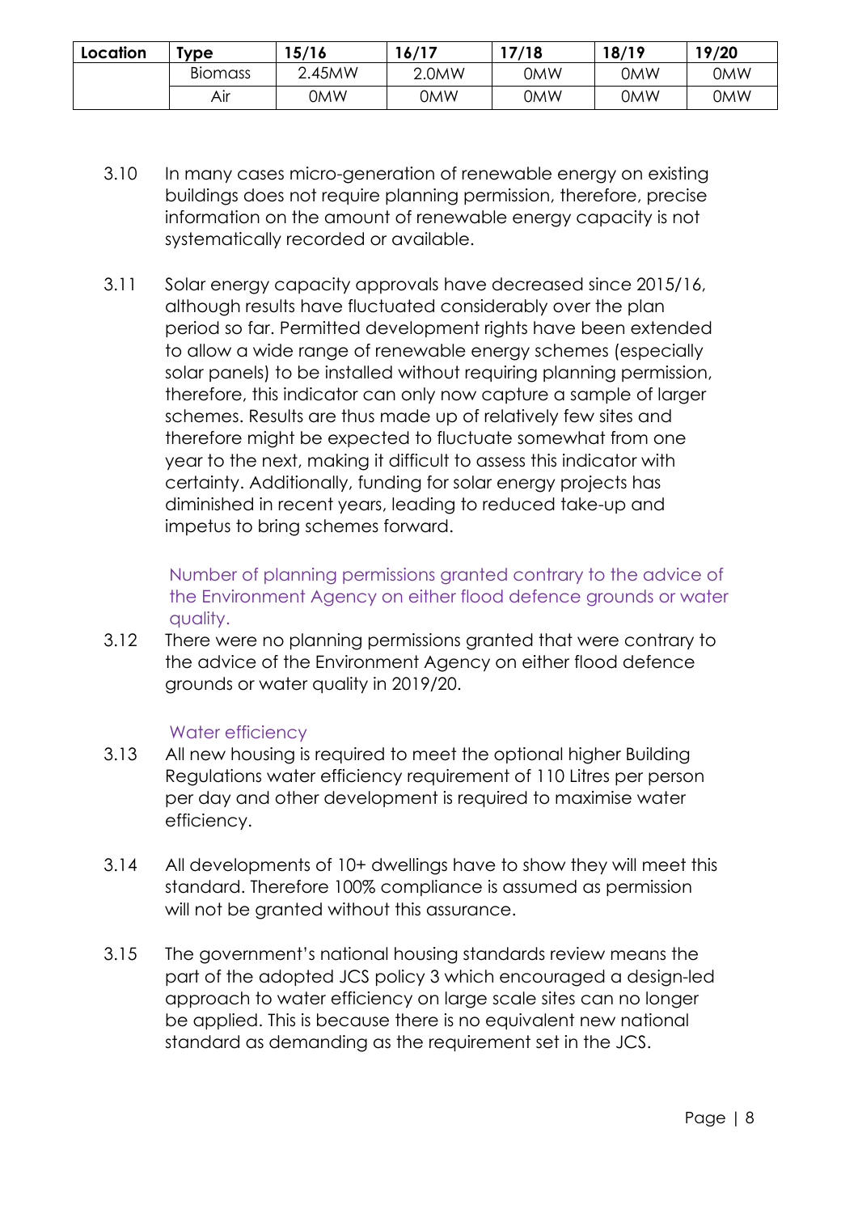| Location | Type | 15/16 | 16/17 | 17/18 | 18/19 | 19/20 |
|---|---|---|---|---|---|---|
| | Biomass | 2.45MW | 2.0MW | 0MW | 0MW | 0MW |
| | Air | 0MW | 0MW | 0MW | 0MW | 0MW |

3.10 In many cases micro-generation of renewable energy on existing buildings does not require planning permission, therefore, precise information on the amount of renewable energy capacity is not systematically recorded or available.

3.11 Solar energy capacity approvals have decreased since 2015/16, although results have fluctuated considerably over the plan period so far. Permitted development rights have been extended to allow a wide range of renewable energy schemes (especially solar panels) to be installed without requiring planning permission, therefore, this indicator can only now capture a sample of larger schemes. Results are thus made up of relatively few sites and therefore might be expected to fluctuate somewhat from one year to the next, making it difficult to assess this indicator with certainty. Additionally, funding for solar energy projects has diminished in recent years, leading to reduced take-up and impetus to bring schemes forward.

### Number of planning permissions granted contrary to the advice of the Environment Agency on either flood defence grounds or water quality.

3.12 There were no planning permissions granted that were contrary to the advice of the Environment Agency on either flood defence grounds or water quality in 2019/20.

### Water efficiency

3.13 All new housing is required to meet the optional higher Building Regulations water efficiency requirement of 110 Litres per person per day and other development is required to maximise water efficiency.

3.14 All developments of 10+ dwellings have to show they will meet this standard. Therefore 100% compliance is assumed as permission will not be granted without this assurance.

3.15 The government's national housing standards review means the part of the adopted JCS policy 3 which encouraged a design-led approach to water efficiency on large scale sites can no longer be applied. This is because there is no equivalent new national standard as demanding as the requirement set in the JCS.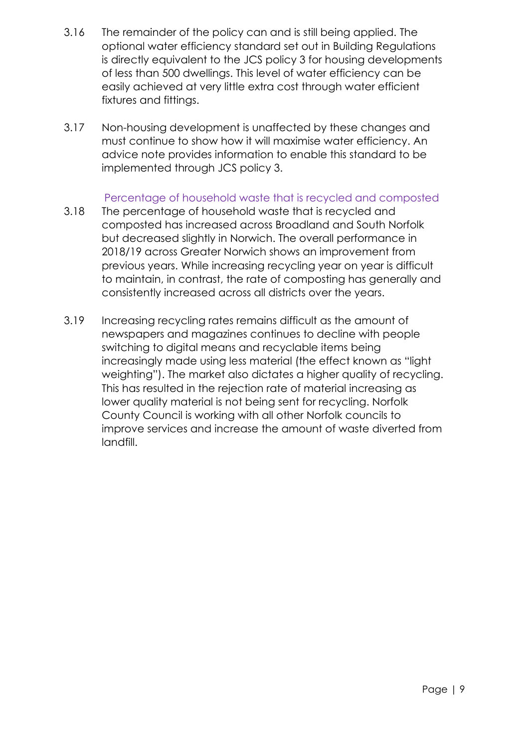3.16 The remainder of the policy can and is still being applied. The optional water efficiency standard set out in Building Regulations is directly equivalent to the JCS policy 3 for housing developments of less than 500 dwellings. This level of water efficiency can be easily achieved at very little extra cost through water efficient fixtures and fittings.

3.17 Non-housing development is unaffected by these changes and must continue to show how it will maximise water efficiency. An advice note provides information to enable this standard to be implemented through JCS policy 3.

### Percentage of household waste that is recycled and composted

3.18 The percentage of household waste that is recycled and composted has increased across Broadland and South Norfolk but decreased slightly in Norwich. The overall performance in 2018/19 across Greater Norwich shows an improvement from previous years. While increasing recycling year on year is difficult to maintain, in contrast, the rate of composting has generally and consistently increased across all districts over the years.

3.19 Increasing recycling rates remains difficult as the amount of newspapers and magazines continues to decline with people switching to digital means and recyclable items being increasingly made using less material (the effect known as "light weighting"). The market also dictates a higher quality of recycling. This has resulted in the rejection rate of material increasing as lower quality material is not being sent for recycling. Norfolk County Council is working with all other Norfolk councils to improve services and increase the amount of waste diverted from landfill.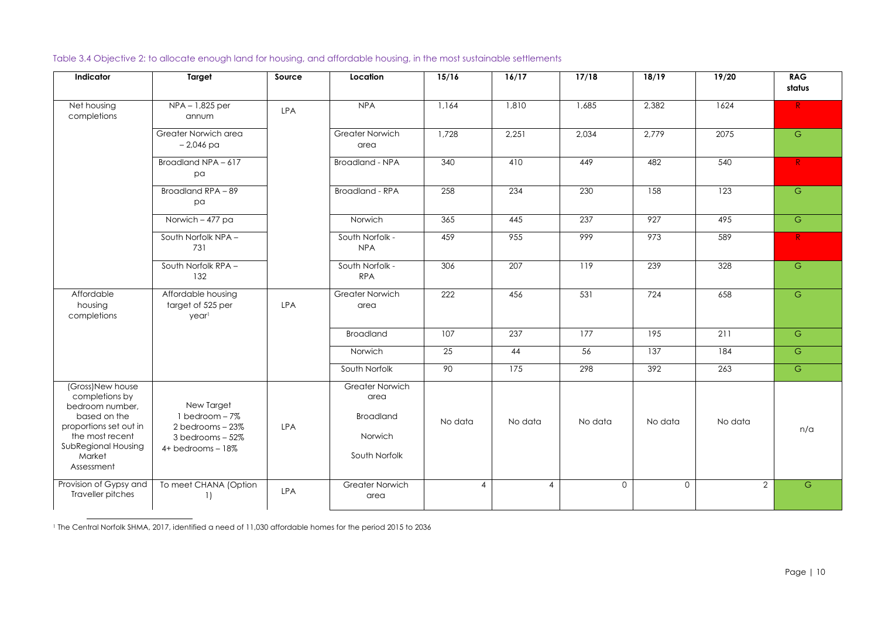Table 3.4 Objective 2: to allocate enough land for housing, and affordable housing, in the most sustainable settlements

| Indicator | Target | Source | Location | 15/16 | 16/17 | 17/18 | 18/19 | 19/20 | RAG status |
|---|---|---|---|---|---|---|---|---|---|
| Net housing completions | NPA – 1,825 per annum | LPA | NPA | 1,164 | 1,810 | 1,685 | 2,382 | 1624 | R |
| | Greater Norwich area – 2,046 pa | | Greater Norwich area | 1,728 | 2,251 | 2,034 | 2,779 | 2075 | G |
| | Broadland NPA – 617 pa | | Broadland - NPA | 340 | 410 | 449 | 482 | 540 | R |
| | Broadland RPA – 89 pa | | Broadland - RPA | 258 | 234 | 230 | 158 | 123 | G |
| | Norwich – 477 pa | | Norwich | 365 | 445 | 237 | 927 | 495 | G |
| | South Norfolk NPA – 731 | | South Norfolk - NPA | 459 | 955 | 999 | 973 | 589 | R |
| | South Norfolk RPA – 132 | | South Norfolk - RPA | 306 | 207 | 119 | 239 | 328 | G |
| Affordable housing completions | Affordable housing target of 525 per year[1] | LPA | Greater Norwich area | 222 | 456 | 531 | 724 | 658 | G |
| | | | Broadland | 107 | 237 | 177 | 195 | 211 | G |
| | | | Norwich | 25 | 44 | 56 | 137 | 184 | G |
| | | | South Norfolk | 90 | 175 | 298 | 392 | 263 | G |
| (Gross)New house completions by bedroom number, based on the proportions set out in the most recent SubRegional Housing Market Assessment | New Target 1 bedroom – 7% 2 bedrooms – 23% 3 bedrooms – 52% 4+ bedrooms – 18% | LPA | Greater Norwich area Broadland Norwich South Norfolk | No data | No data | No data | No data | No data | n/a |
| Provision of Gypsy and Traveller pitches | To meet CHANA (Option 1) | LPA | Greater Norwich area | 4 | 4 | 0 | 0 | 2 | G |

[1] The Central Norfolk SHMA, 2017, identified a need of 11,030 affordable homes for the period 2015 to 2036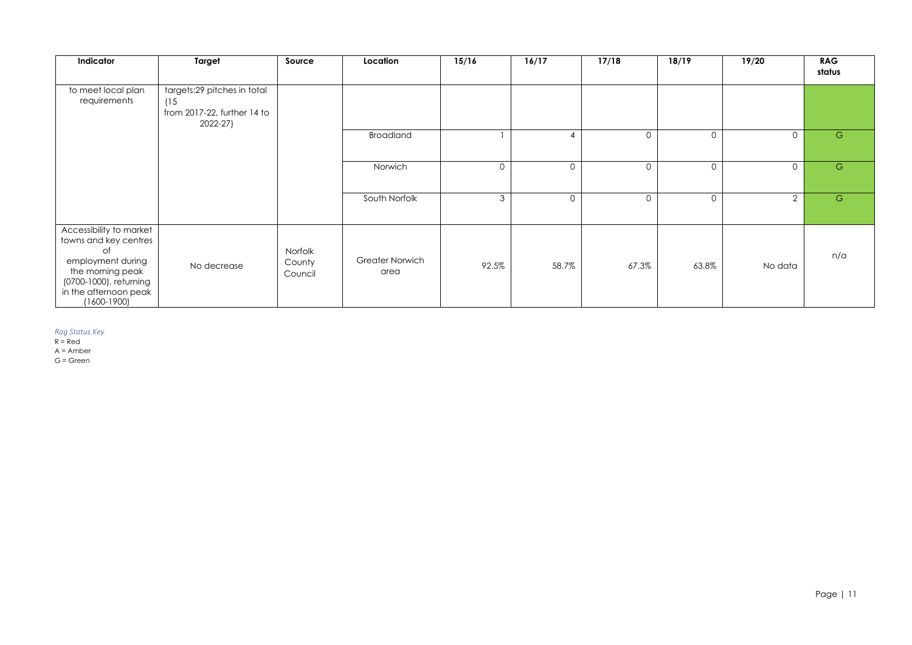| Indicator | Target | Source | Location | 15/16 | 16/17 | 17/18 | 18/19 | 19/20 | RAG status |
|---|---|---|---|---|---|---|---|---|---|
| to meet local plan requirements | targets:29 pitches in total (15 from 2017-22, further 14 to 2022-27) | | | | | | | | |
| | | | Broadland | 1 | 4 | 0 | 0 | 0 | G |
| | | | Norwich | 0 | 0 | 0 | 0 | 0 | G |
| | | | South Norfolk | 3 | 0 | 0 | 0 | 2 | G |
| Accessibility to market towns and key centres of employment during the morning peak (0700-1000), returning in the afternoon peak (1600-1900) | No decrease | Norfolk County Council | Greater Norwich area | 92.5% | 58.7% | 67.3% | 63.8% | No data | n/a |

*Rag Status Key*

R = Red

A = Amber

G = Green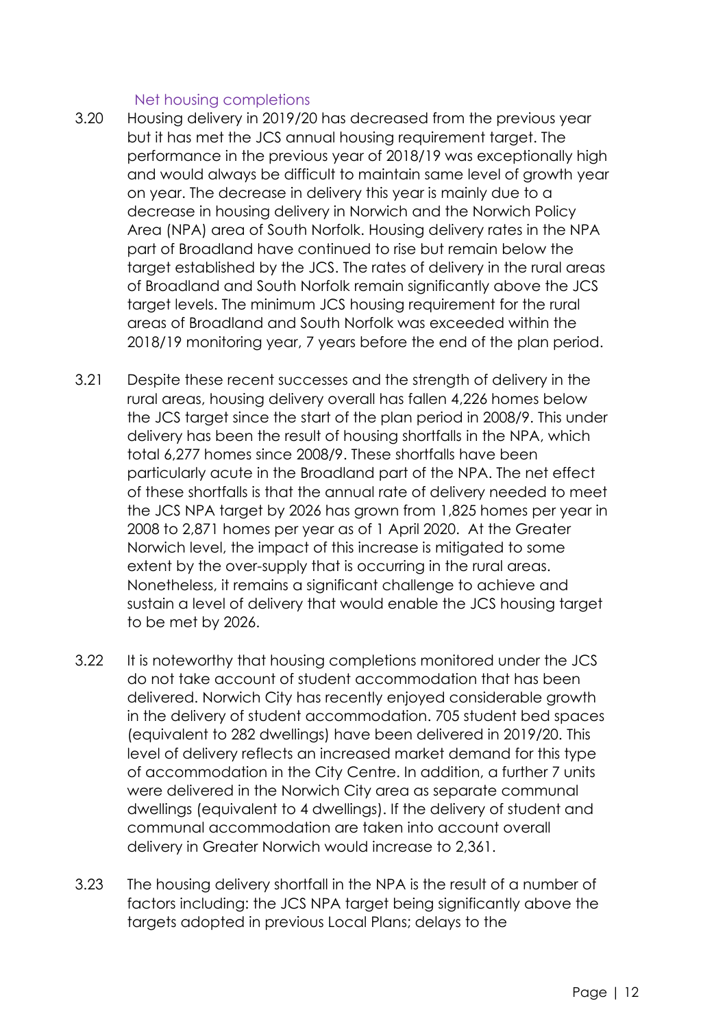### Net housing completions

3.20 Housing delivery in 2019/20 has decreased from the previous year but it has met the JCS annual housing requirement target. The performance in the previous year of 2018/19 was exceptionally high and would always be difficult to maintain same level of growth year on year. The decrease in delivery this year is mainly due to a decrease in housing delivery in Norwich and the Norwich Policy Area (NPA) area of South Norfolk. Housing delivery rates in the NPA part of Broadland have continued to rise but remain below the target established by the JCS. The rates of delivery in the rural areas of Broadland and South Norfolk remain significantly above the JCS target levels. The minimum JCS housing requirement for the rural areas of Broadland and South Norfolk was exceeded within the 2018/19 monitoring year, 7 years before the end of the plan period.

3.21 Despite these recent successes and the strength of delivery in the rural areas, housing delivery overall has fallen 4,226 homes below the JCS target since the start of the plan period in 2008/9. This under delivery has been the result of housing shortfalls in the NPA, which total 6,277 homes since 2008/9. These shortfalls have been particularly acute in the Broadland part of the NPA. The net effect of these shortfalls is that the annual rate of delivery needed to meet the JCS NPA target by 2026 has grown from 1,825 homes per year in 2008 to 2,871 homes per year as of 1 April 2020. At the Greater Norwich level, the impact of this increase is mitigated to some extent by the over-supply that is occurring in the rural areas. Nonetheless, it remains a significant challenge to achieve and sustain a level of delivery that would enable the JCS housing target to be met by 2026.

3.22 It is noteworthy that housing completions monitored under the JCS do not take account of student accommodation that has been delivered. Norwich City has recently enjoyed considerable growth in the delivery of student accommodation. 705 student bed spaces (equivalent to 282 dwellings) have been delivered in 2019/20. This level of delivery reflects an increased market demand for this type of accommodation in the City Centre. In addition, a further 7 units were delivered in the Norwich City area as separate communal dwellings (equivalent to 4 dwellings). If the delivery of student and communal accommodation are taken into account overall delivery in Greater Norwich would increase to 2,361.

3.23 The housing delivery shortfall in the NPA is the result of a number of factors including: the JCS NPA target being significantly above the targets adopted in previous Local Plans; delays to the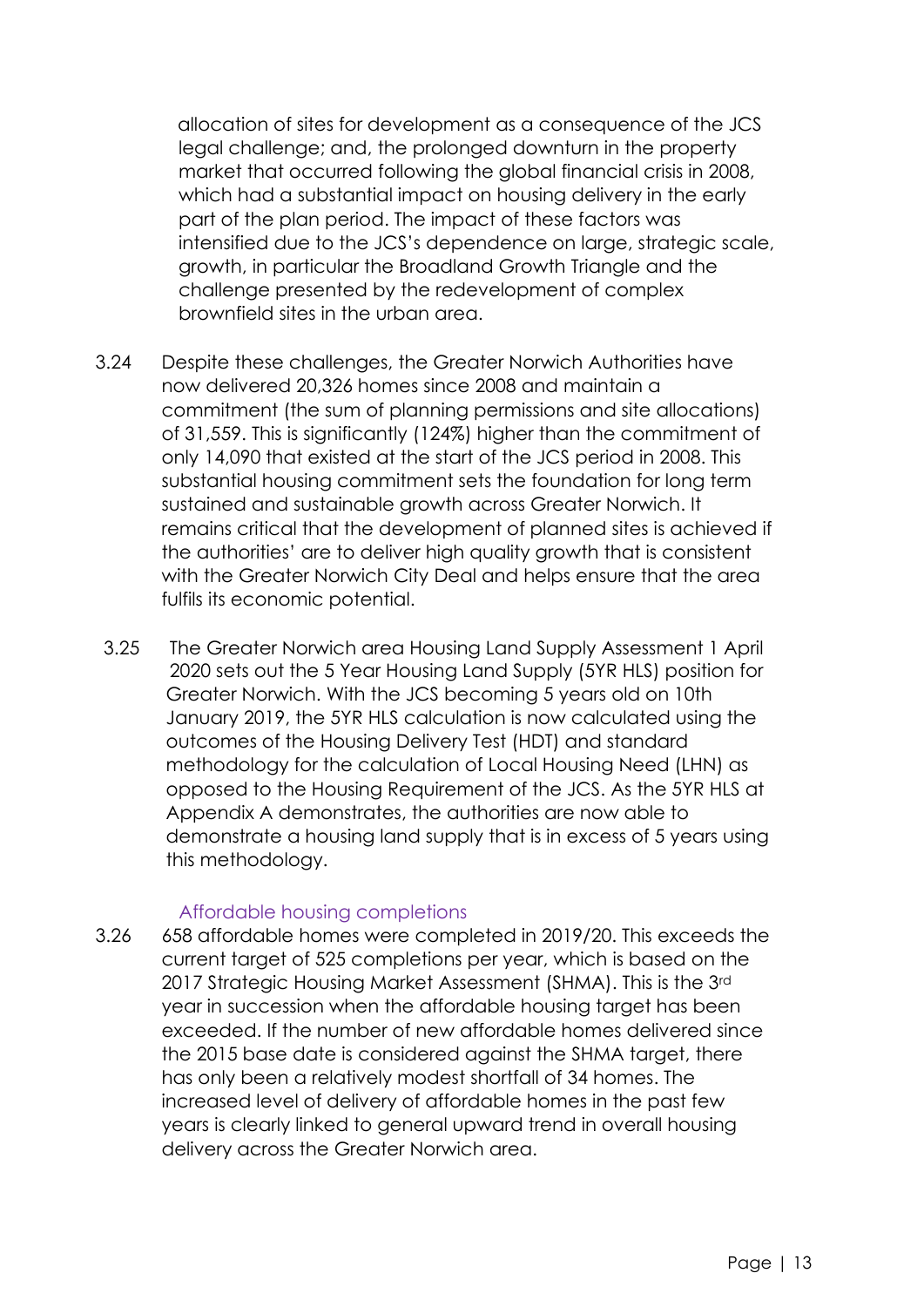allocation of sites for development as a consequence of the JCS legal challenge; and, the prolonged downturn in the property market that occurred following the global financial crisis in 2008, which had a substantial impact on housing delivery in the early part of the plan period. The impact of these factors was intensified due to the JCS's dependence on large, strategic scale, growth, in particular the Broadland Growth Triangle and the challenge presented by the redevelopment of complex brownfield sites in the urban area.

3.24 Despite these challenges, the Greater Norwich Authorities have now delivered 20,326 homes since 2008 and maintain a commitment (the sum of planning permissions and site allocations) of 31,559. This is significantly (124%) higher than the commitment of only 14,090 that existed at the start of the JCS period in 2008. This substantial housing commitment sets the foundation for long term sustained and sustainable growth across Greater Norwich. It remains critical that the development of planned sites is achieved if the authorities' are to deliver high quality growth that is consistent with the Greater Norwich City Deal and helps ensure that the area fulfils its economic potential.

3.25 The Greater Norwich area Housing Land Supply Assessment 1 April 2020 sets out the 5 Year Housing Land Supply (5YR HLS) position for Greater Norwich. With the JCS becoming 5 years old on 10th January 2019, the 5YR HLS calculation is now calculated using the outcomes of the Housing Delivery Test (HDT) and standard methodology for the calculation of Local Housing Need (LHN) as opposed to the Housing Requirement of the JCS. As the 5YR HLS at Appendix A demonstrates, the authorities are now able to demonstrate a housing land supply that is in excess of 5 years using this methodology.

### Affordable housing completions

3.26 658 affordable homes were completed in 2019/20. This exceeds the current target of 525 completions per year, which is based on the 2017 Strategic Housing Market Assessment (SHMA). This is the 3rd year in succession when the affordable housing target has been exceeded. If the number of new affordable homes delivered since the 2015 base date is considered against the SHMA target, there has only been a relatively modest shortfall of 34 homes. The increased level of delivery of affordable homes in the past few years is clearly linked to general upward trend in overall housing delivery across the Greater Norwich area.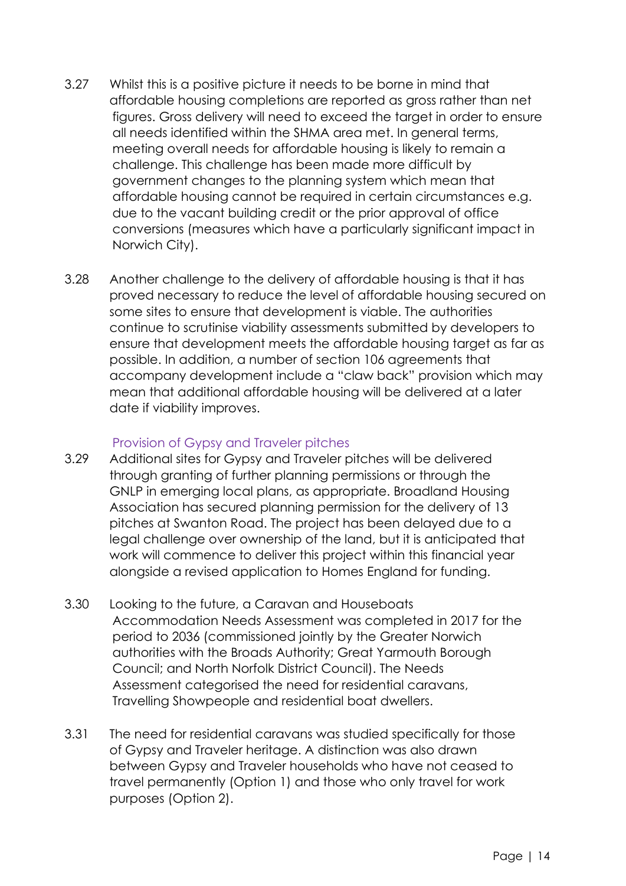3.27 Whilst this is a positive picture it needs to be borne in mind that affordable housing completions are reported as gross rather than net figures. Gross delivery will need to exceed the target in order to ensure all needs identified within the SHMA area met. In general terms, meeting overall needs for affordable housing is likely to remain a challenge. This challenge has been made more difficult by government changes to the planning system which mean that affordable housing cannot be required in certain circumstances e.g. due to the vacant building credit or the prior approval of office conversions (measures which have a particularly significant impact in Norwich City).

3.28 Another challenge to the delivery of affordable housing is that it has proved necessary to reduce the level of affordable housing secured on some sites to ensure that development is viable. The authorities continue to scrutinise viability assessments submitted by developers to ensure that development meets the affordable housing target as far as possible. In addition, a number of section 106 agreements that accompany development include a "claw back" provision which may mean that additional affordable housing will be delivered at a later date if viability improves.

### Provision of Gypsy and Traveler pitches

3.29 Additional sites for Gypsy and Traveler pitches will be delivered through granting of further planning permissions or through the GNLP in emerging local plans, as appropriate. Broadland Housing Association has secured planning permission for the delivery of 13 pitches at Swanton Road. The project has been delayed due to a legal challenge over ownership of the land, but it is anticipated that work will commence to deliver this project within this financial year alongside a revised application to Homes England for funding.

3.30 Looking to the future, a Caravan and Houseboats Accommodation Needs Assessment was completed in 2017 for the period to 2036 (commissioned jointly by the Greater Norwich authorities with the Broads Authority; Great Yarmouth Borough Council; and North Norfolk District Council). The Needs Assessment categorised the need for residential caravans, Travelling Showpeople and residential boat dwellers.

3.31 The need for residential caravans was studied specifically for those of Gypsy and Traveler heritage. A distinction was also drawn between Gypsy and Traveler households who have not ceased to travel permanently (Option 1) and those who only travel for work purposes (Option 2).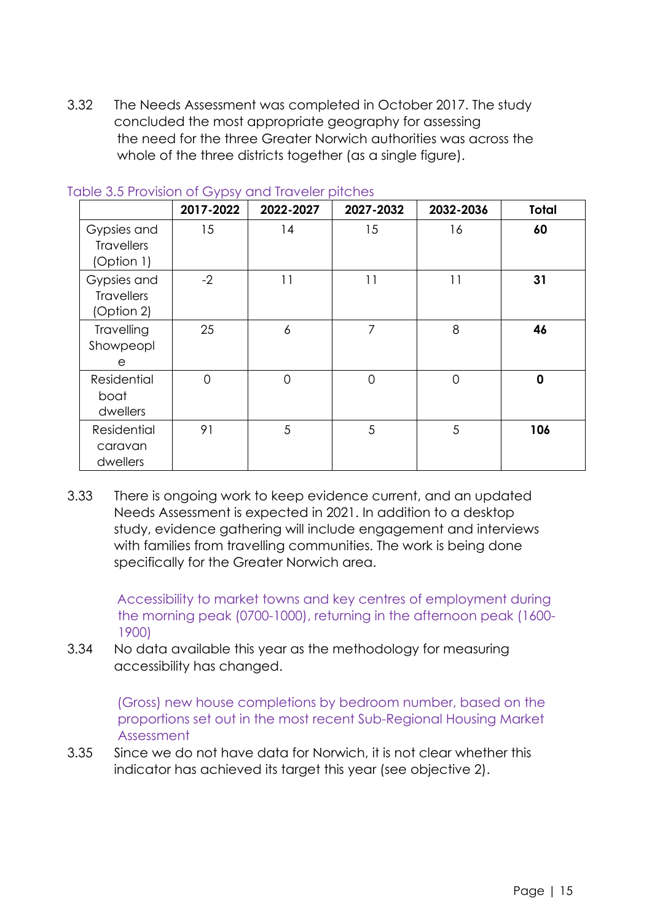3.32 The Needs Assessment was completed in October 2017. The study concluded the most appropriate geography for assessing the need for the three Greater Norwich authorities was across the whole of the three districts together (as a single figure).

Table 3.5 Provision of Gypsy and Traveler pitches

| | 2017-2022 | 2022-2027 | 2027-2032 | 2032-2036 | Total |
|---|---|---|---|---|---|
| Gypsies and Travellers (Option 1) | 15 | 14 | 15 | 16 | **60** |
| Gypsies and Travellers (Option 2) | -2 | 11 | 11 | 11 | **31** |
| Travelling Showpeople | 25 | 6 | 7 | 8 | **46** |
| Residential boat dwellers | 0 | 0 | 0 | 0 | **0** |
| Residential caravan dwellers | 91 | 5 | 5 | 5 | **106** |

3.33 There is ongoing work to keep evidence current, and an updated Needs Assessment is expected in 2021. In addition to a desktop study, evidence gathering will include engagement and interviews with families from travelling communities. The work is being done specifically for the Greater Norwich area.

Accessibility to market towns and key centres of employment during the morning peak (0700-1000), returning in the afternoon peak (1600-1900)

3.34 No data available this year as the methodology for measuring accessibility has changed.

(Gross) new house completions by bedroom number, based on the proportions set out in the most recent Sub-Regional Housing Market Assessment

3.35 Since we do not have data for Norwich, it is not clear whether this indicator has achieved its target this year (see objective 2).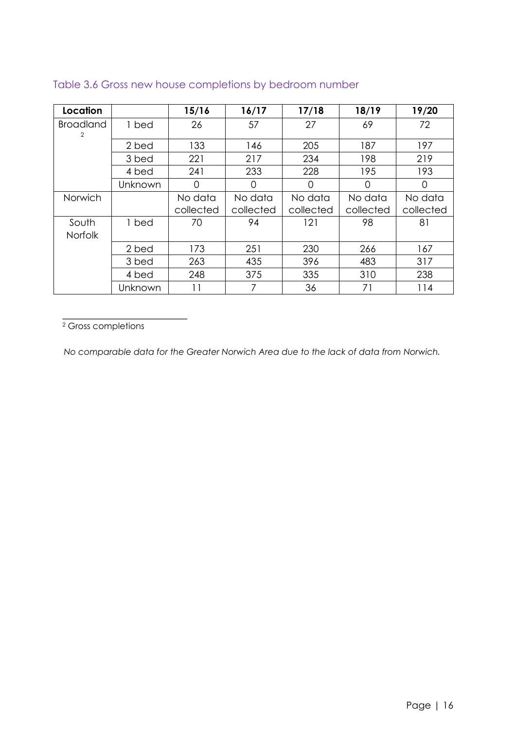### Table 3.6 Gross new house completions by bedroom number

| Location | | 15/16 | 16/17 | 17/18 | 18/19 | 19/20 |
|---|---|---|---|---|---|---|
| Broadland[2] | 1 bed | 26 | 57 | 27 | 69 | 72 |
| | 2 bed | 133 | 146 | 205 | 187 | 197 |
| | 3 bed | 221 | 217 | 234 | 198 | 219 |
| | 4 bed | 241 | 233 | 228 | 195 | 193 |
| | Unknown | 0 | 0 | 0 | 0 | 0 |
| Norwich | | No data collected | No data collected | No data collected | No data collected | No data collected |
| South Norfolk | 1 bed | 70 | 94 | 121 | 98 | 81 |
| | 2 bed | 173 | 251 | 230 | 266 | 167 |
| | 3 bed | 263 | 435 | 396 | 483 | 317 |
| | 4 bed | 248 | 375 | 335 | 310 | 238 |
| | Unknown | 11 | 7 | 36 | 71 | 114 |

[2] Gross completions

*No comparable data for the Greater Norwich Area due to the lack of data from Norwich.*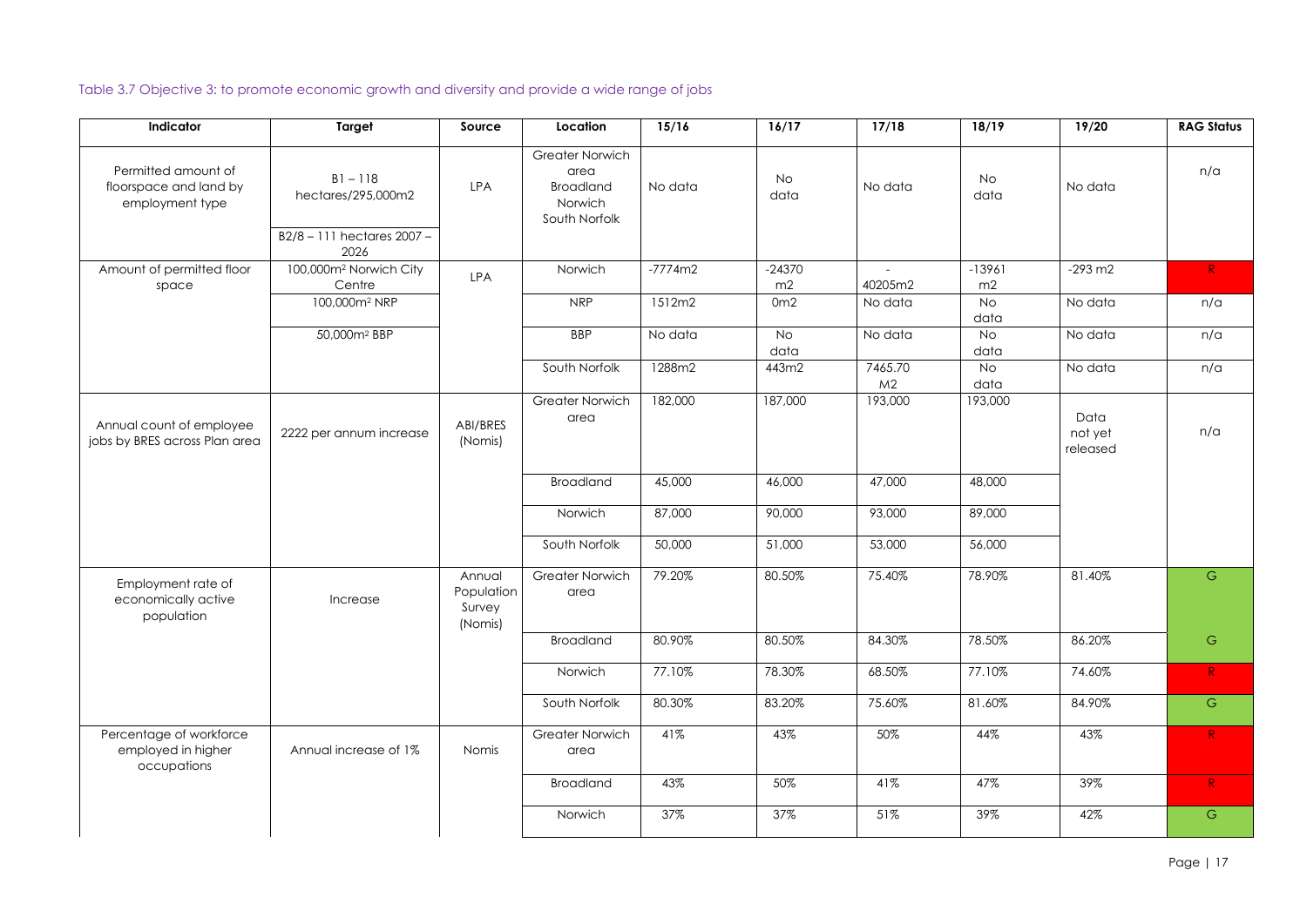Table 3.7 Objective 3: to promote economic growth and diversity and provide a wide range of jobs

| Indicator | Target | Source | Location | 15/16 | 16/17 | 17/18 | 18/19 | 19/20 | RAG Status |
|---|---|---|---|---|---|---|---|---|---|
| Permitted amount of floorspace and land by employment type | B1 – 118 hectares/295,000m2<br>B2/8 – 111 hectares 2007 – 2026 | LPA | Greater Norwich area Broadland Norwich South Norfolk | No data | No data | No data | No data | No data | n/a |
| Amount of permitted floor space | 100,000m² Norwich City Centre | LPA | Norwich | -7774m2 | -24370 m2 | -40205m2 | -13961 m2 | -293 m2 | R |
| | 100,000m² NRP | | NRP | 1512m2 | 0m2 | No data | No data | No data | n/a |
| | 50,000m² BBP | | BBP | No data | No data | No data | No data | No data | n/a |
| | | | South Norfolk | 1288m2 | 443m2 | 7465.70 M2 | No data | No data | n/a |
| Annual count of employee jobs by BRES across Plan area | 2222 per annum increase | ABI/BRES (Nomis) | Greater Norwich area | 182,000 | 187,000 | 193,000 | 193,000 | Data not yet released | n/a |
| | | | Broadland | 45,000 | 46,000 | 47,000 | 48,000 | | |
| | | | Norwich | 87,000 | 90,000 | 93,000 | 89,000 | | |
| | | | South Norfolk | 50,000 | 51,000 | 53,000 | 56,000 | | |
| Employment rate of economically active population | Increase | Annual Population Survey (Nomis) | Greater Norwich area | 79.20% | 80.50% | 75.40% | 78.90% | 81.40% | G |
| | | | Broadland | 80.90% | 80.50% | 84.30% | 78.50% | 86.20% | G |
| | | | Norwich | 77.10% | 78.30% | 68.50% | 77.10% | 74.60% | R |
| | | | South Norfolk | 80.30% | 83.20% | 75.60% | 81.60% | 84.90% | G |
| Percentage of workforce employed in higher occupations | Annual increase of 1% | Nomis | Greater Norwich area | 41% | 43% | 50% | 44% | 43% | R |
| | | | Broadland | 43% | 50% | 41% | 47% | 39% | R |
| | | | Norwich | 37% | 37% | 51% | 39% | 42% | G |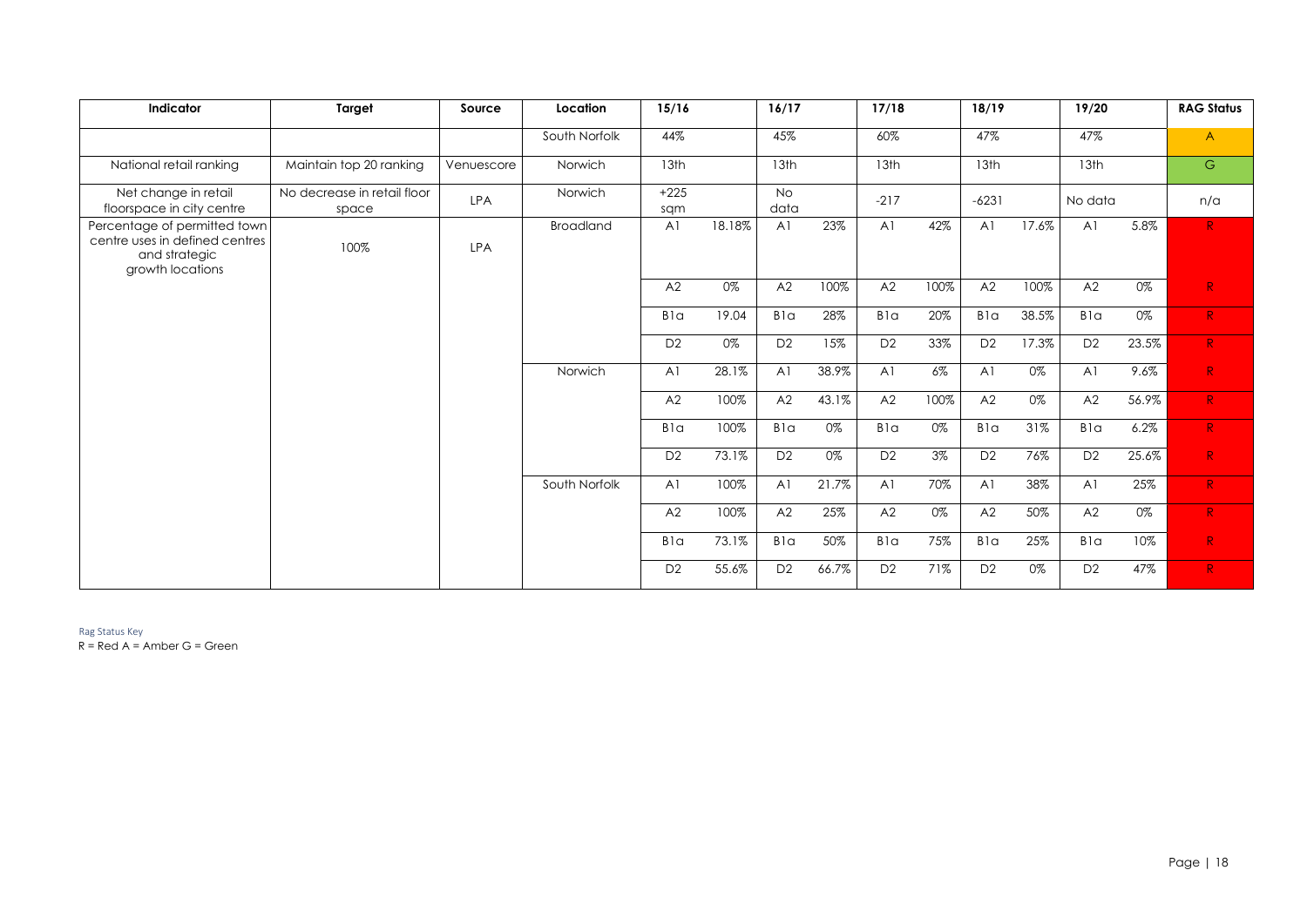| Indicator | Target | Source | Location | 15/16 | | 16/17 | | 17/18 | | 18/19 | | 19/20 | | RAG Status |
|---|---|---|---|---|---|---|---|---|---|---|---|---|---|---|
| | | | South Norfolk | 44% | | 45% | | 60% | | 47% | | 47% | | A |
| National retail ranking | Maintain top 20 ranking | Venuescore | Norwich | 13th | | 13th | | 13th | | 13th | | 13th | | G |
| Net change in retail floorspace in city centre | No decrease in retail floor space | LPA | Norwich | +225 sqm | | No data | | -217 | | -6231 | | No data | | n/a |
| Percentage of permitted town centre uses in defined centres and strategic growth locations | 100% | LPA | Broadland | A1 | 18.18% | A1 | 23% | A1 | 42% | A1 | 17.6% | A1 | 5.8% | R |
| | | | | A2 | 0% | A2 | 100% | A2 | 100% | A2 | 100% | A2 | 0% | R |
| | | | | B1a | 19.04 | B1a | 28% | B1a | 20% | B1a | 38.5% | B1a | 0% | R |
| | | | | D2 | 0% | D2 | 15% | D2 | 33% | D2 | 17.3% | D2 | 23.5% | R |
| | | | Norwich | A1 | 28.1% | A1 | 38.9% | A1 | 6% | A1 | 0% | A1 | 9.6% | R |
| | | | | A2 | 100% | A2 | 43.1% | A2 | 100% | A2 | 0% | A2 | 56.9% | R |
| | | | | B1a | 100% | B1a | 0% | B1a | 0% | B1a | 31% | B1a | 6.2% | R |
| | | | | D2 | 73.1% | D2 | 0% | D2 | 3% | D2 | 76% | D2 | 25.6% | R |
| | | | South Norfolk | A1 | 100% | A1 | 21.7% | A1 | 70% | A1 | 38% | A1 | 25% | R |
| | | | | A2 | 100% | A2 | 25% | A2 | 0% | A2 | 50% | A2 | 0% | R |
| | | | | B1a | 73.1% | B1a | 50% | B1a | 75% | B1a | 25% | B1a | 10% | R |
| | | | | D2 | 55.6% | D2 | 66.7% | D2 | 71% | D2 | 0% | D2 | 47% | R |

Rag Status Key
R = Red A = Amber G = Green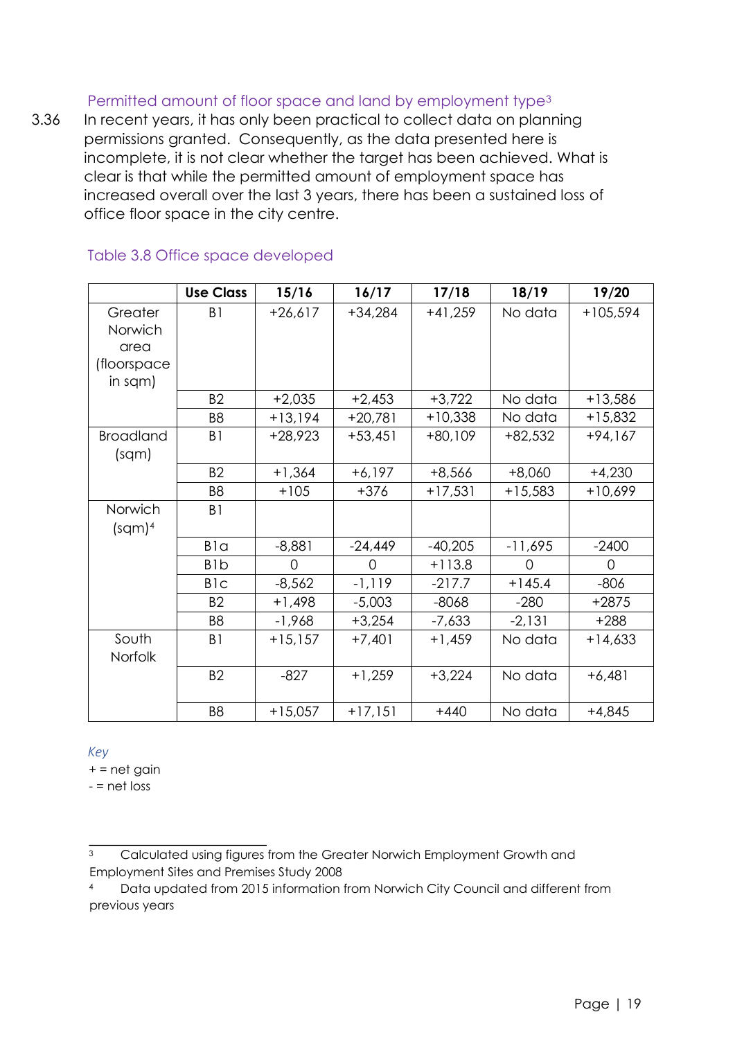### Permitted amount of floor space and land by employment type[3]

3.36 In recent years, it has only been practical to collect data on planning permissions granted. Consequently, as the data presented here is incomplete, it is not clear whether the target has been achieved. What is clear is that while the permitted amount of employment space has increased overall over the last 3 years, there has been a sustained loss of office floor space in the city centre.

### Table 3.8 Office space developed

| | Use Class | 15/16 | 16/17 | 17/18 | 18/19 | 19/20 |
|---|---|---|---|---|---|---|
| Greater Norwich area (floorspace in sqm) | B1 | +26,617 | +34,284 | +41,259 | No data | +105,594 |
| | B2 | +2,035 | +2,453 | +3,722 | No data | +13,586 |
| | B8 | +13,194 | +20,781 | +10,338 | No data | +15,832 |
| Broadland (sqm) | B1 | +28,923 | +53,451 | +80,109 | +82,532 | +94,167 |
| | B2 | +1,364 | +6,197 | +8,566 | +8,060 | +4,230 |
| | B8 | +105 | +376 | +17,531 | +15,583 | +10,699 |
| Norwich (sqm)[4] | B1 | | | | | |
| | B1a | -8,881 | -24,449 | -40,205 | -11,695 | -2400 |
| | B1b | 0 | 0 | +113.8 | 0 | 0 |
| | B1c | -8,562 | -1,119 | -217.7 | +145.4 | -806 |
| | B2 | +1,498 | -5,003 | -8068 | -280 | +2875 |
| | B8 | -1,968 | +3,254 | -7,633 | -2,131 | +288 |
| South Norfolk | B1 | +15,157 | +7,401 | +1,459 | No data | +14,633 |
| | B2 | -827 | +1,259 | +3,224 | No data | +6,481 |
| | B8 | +15,057 | +17,151 | +440 | No data | +4,845 |

*Key*

+ = net gain

- = net loss

[3] Calculated using figures from the Greater Norwich Employment Growth and Employment Sites and Premises Study 2008

[4] Data updated from 2015 information from Norwich City Council and different from previous years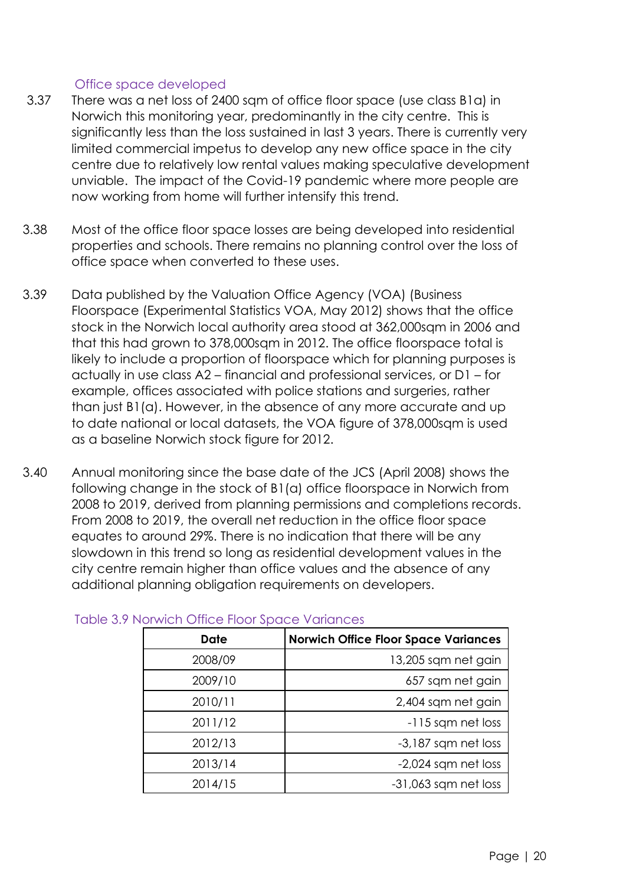### Office space developed

3.37 There was a net loss of 2400 sqm of office floor space (use class B1a) in Norwich this monitoring year, predominantly in the city centre. This is significantly less than the loss sustained in last 3 years. There is currently very limited commercial impetus to develop any new office space in the city centre due to relatively low rental values making speculative development unviable. The impact of the Covid-19 pandemic where more people are now working from home will further intensify this trend.

3.38 Most of the office floor space losses are being developed into residential properties and schools. There remains no planning control over the loss of office space when converted to these uses.

3.39 Data published by the Valuation Office Agency (VOA) (Business Floorspace (Experimental Statistics VOA, May 2012) shows that the office stock in the Norwich local authority area stood at 362,000sqm in 2006 and that this had grown to 378,000sqm in 2012. The office floorspace total is likely to include a proportion of floorspace which for planning purposes is actually in use class A2 – financial and professional services, or D1 – for example, offices associated with police stations and surgeries, rather than just B1(a). However, in the absence of any more accurate and up to date national or local datasets, the VOA figure of 378,000sqm is used as a baseline Norwich stock figure for 2012.

3.40 Annual monitoring since the base date of the JCS (April 2008) shows the following change in the stock of B1(a) office floorspace in Norwich from 2008 to 2019, derived from planning permissions and completions records. From 2008 to 2019, the overall net reduction in the office floor space equates to around 29%. There is no indication that there will be any slowdown in this trend so long as residential development values in the city centre remain higher than office values and the absence of any additional planning obligation requirements on developers.

Table 3.9 Norwich Office Floor Space Variances

| Date | Norwich Office Floor Space Variances |
|---|---|
| 2008/09 | 13,205 sqm net gain |
| 2009/10 | 657 sqm net gain |
| 2010/11 | 2,404 sqm net gain |
| 2011/12 | -115 sqm net loss |
| 2012/13 | -3,187 sqm net loss |
| 2013/14 | -2,024 sqm net loss |
| 2014/15 | -31,063 sqm net loss |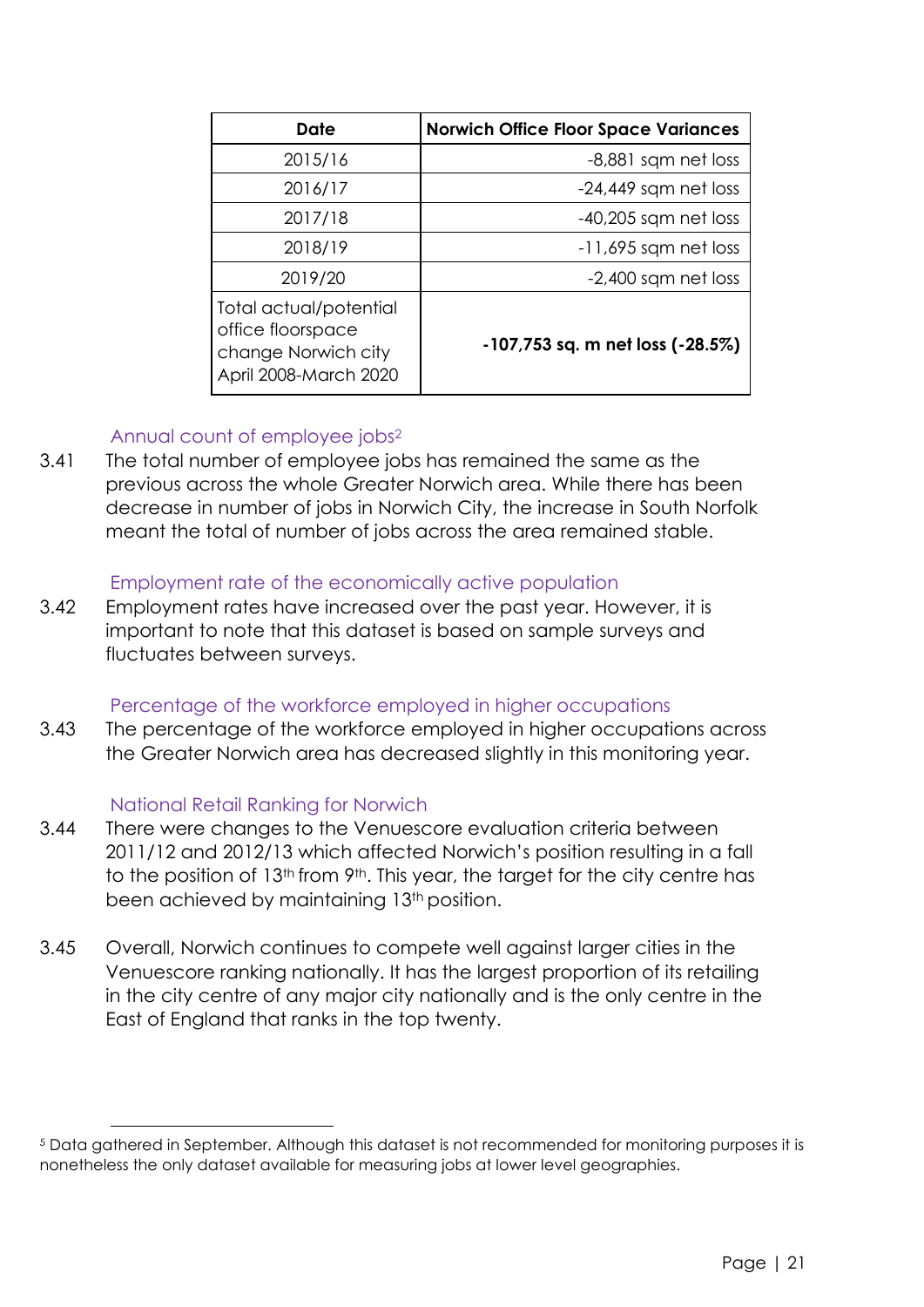| Date | Norwich Office Floor Space Variances |
|---|---|
| 2015/16 | -8,881 sqm net loss |
| 2016/17 | -24,449 sqm net loss |
| 2017/18 | -40,205 sqm net loss |
| 2018/19 | -11,695 sqm net loss |
| 2019/20 | -2,400 sqm net loss |
| Total actual/potential office floorspace change Norwich city April 2008-March 2020 | **-107,753 sq. m net loss (-28.5%)** |

### Annual count of employee jobs[2]

3.41 The total number of employee jobs has remained the same as the previous across the whole Greater Norwich area. While there has been decrease in number of jobs in Norwich City, the increase in South Norfolk meant the total of number of jobs across the area remained stable.

### Employment rate of the economically active population

3.42 Employment rates have increased over the past year. However, it is important to note that this dataset is based on sample surveys and fluctuates between surveys.

### Percentage of the workforce employed in higher occupations

3.43 The percentage of the workforce employed in higher occupations across the Greater Norwich area has decreased slightly in this monitoring year.

### National Retail Ranking for Norwich

3.44 There were changes to the Venuescore evaluation criteria between 2011/12 and 2012/13 which affected Norwich's position resulting in a fall to the position of 13th from 9th. This year, the target for the city centre has been achieved by maintaining 13th position.

3.45 Overall, Norwich continues to compete well against larger cities in the Venuescore ranking nationally. It has the largest proportion of its retailing in the city centre of any major city nationally and is the only centre in the East of England that ranks in the top twenty.

---

[5] Data gathered in September. Although this dataset is not recommended for monitoring purposes it is nonetheless the only dataset available for measuring jobs at lower level geographies.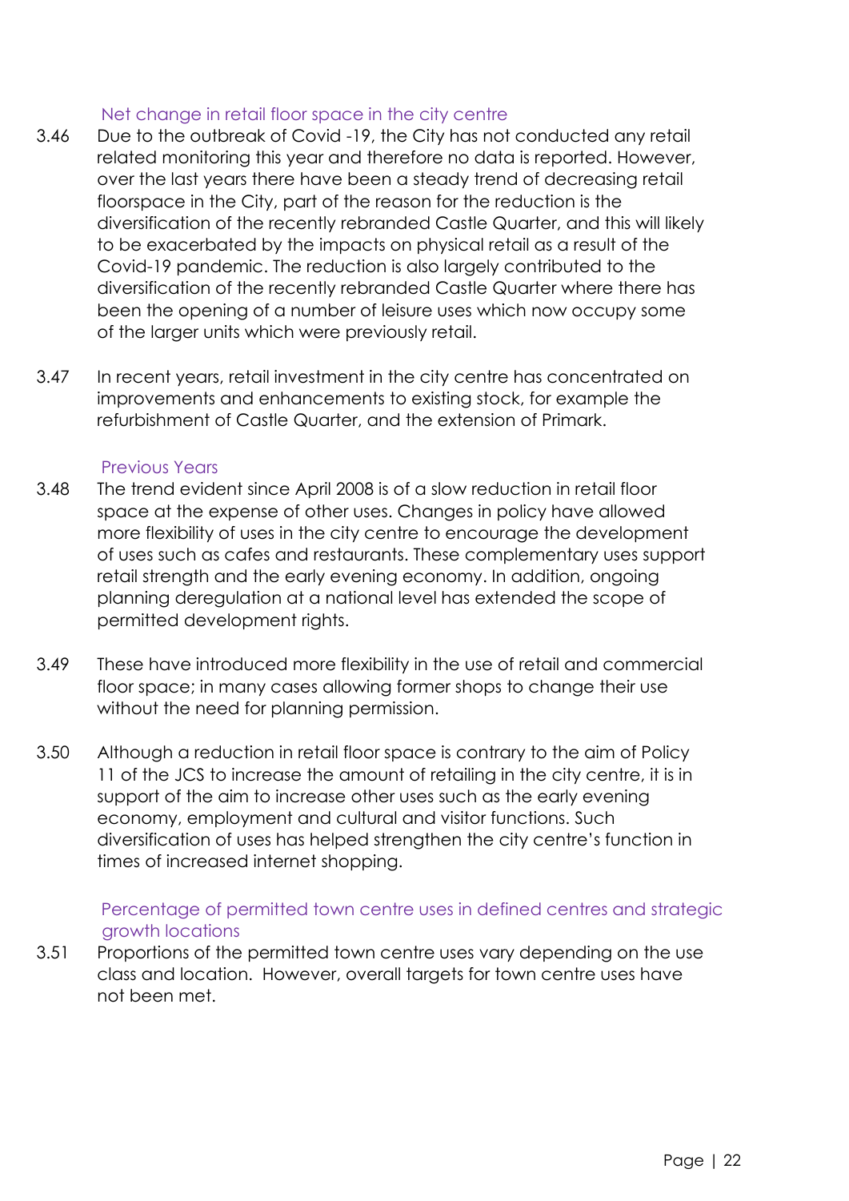### Net change in retail floor space in the city centre

3.46 Due to the outbreak of Covid -19, the City has not conducted any retail related monitoring this year and therefore no data is reported. However, over the last years there have been a steady trend of decreasing retail floorspace in the City, part of the reason for the reduction is the diversification of the recently rebranded Castle Quarter, and this will likely to be exacerbated by the impacts on physical retail as a result of the Covid-19 pandemic. The reduction is also largely contributed to the diversification of the recently rebranded Castle Quarter where there has been the opening of a number of leisure uses which now occupy some of the larger units which were previously retail.

3.47 In recent years, retail investment in the city centre has concentrated on improvements and enhancements to existing stock, for example the refurbishment of Castle Quarter, and the extension of Primark.

### Previous Years

3.48 The trend evident since April 2008 is of a slow reduction in retail floor space at the expense of other uses. Changes in policy have allowed more flexibility of uses in the city centre to encourage the development of uses such as cafes and restaurants. These complementary uses support retail strength and the early evening economy. In addition, ongoing planning deregulation at a national level has extended the scope of permitted development rights.

3.49 These have introduced more flexibility in the use of retail and commercial floor space; in many cases allowing former shops to change their use without the need for planning permission.

3.50 Although a reduction in retail floor space is contrary to the aim of Policy 11 of the JCS to increase the amount of retailing in the city centre, it is in support of the aim to increase other uses such as the early evening economy, employment and cultural and visitor functions. Such diversification of uses has helped strengthen the city centre's function in times of increased internet shopping.

### Percentage of permitted town centre uses in defined centres and strategic growth locations

3.51 Proportions of the permitted town centre uses vary depending on the use class and location. However, overall targets for town centre uses have not been met.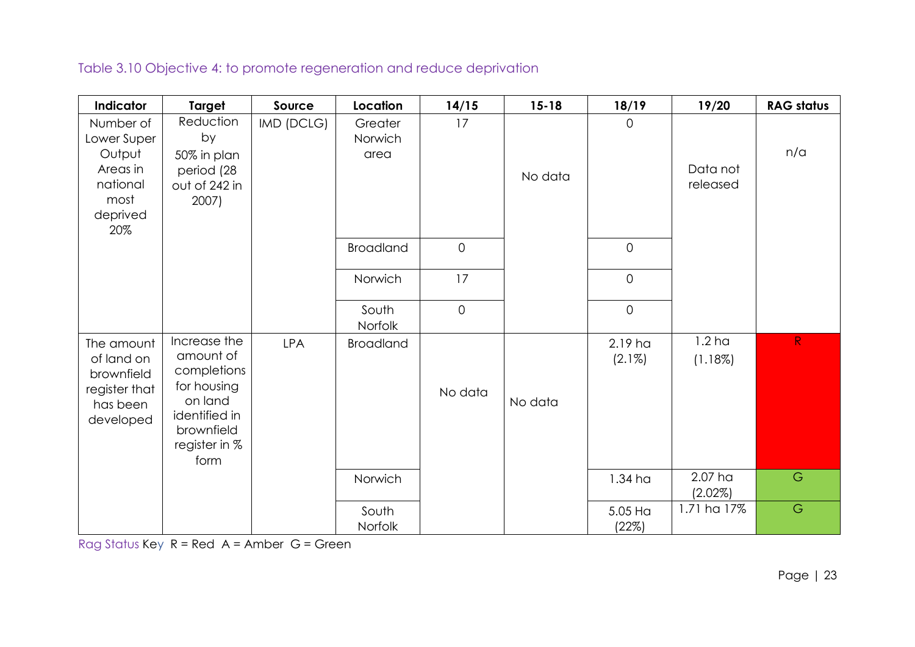Table 3.10 Objective 4: to promote regeneration and reduce deprivation

| Indicator | Target | Source | Location | 14/15 | 15-18 | 18/19 | 19/20 | RAG status |
|---|---|---|---|---|---|---|---|---|
| Number of Lower Super Output Areas in national most deprived 20% | Reduction by 50% in plan period (28 out of 242 in 2007) | IMD (DCLG) | Greater Norwich area | 17 | No data | 0 | Data not released | n/a |
| | | | Broadland | 0 | | 0 | | |
| | | | Norwich | 17 | | 0 | | |
| | | | South Norfolk | 0 | | 0 | | |
| The amount of land on brownfield register that has been developed | Increase the amount of completions for housing on land identified in brownfield register in % form | LPA | Broadland | No data | No data | 2.19 ha (2.1%) | 1.2 ha (1.18%) | R |
| | | | Norwich | | | 1.34 ha | 2.07 ha (2.02%) | G |
| | | | South Norfolk | | | 5.05 Ha (22%) | 1.71 ha 17% | G |

Rag Status Key R = Red A = Amber G = Green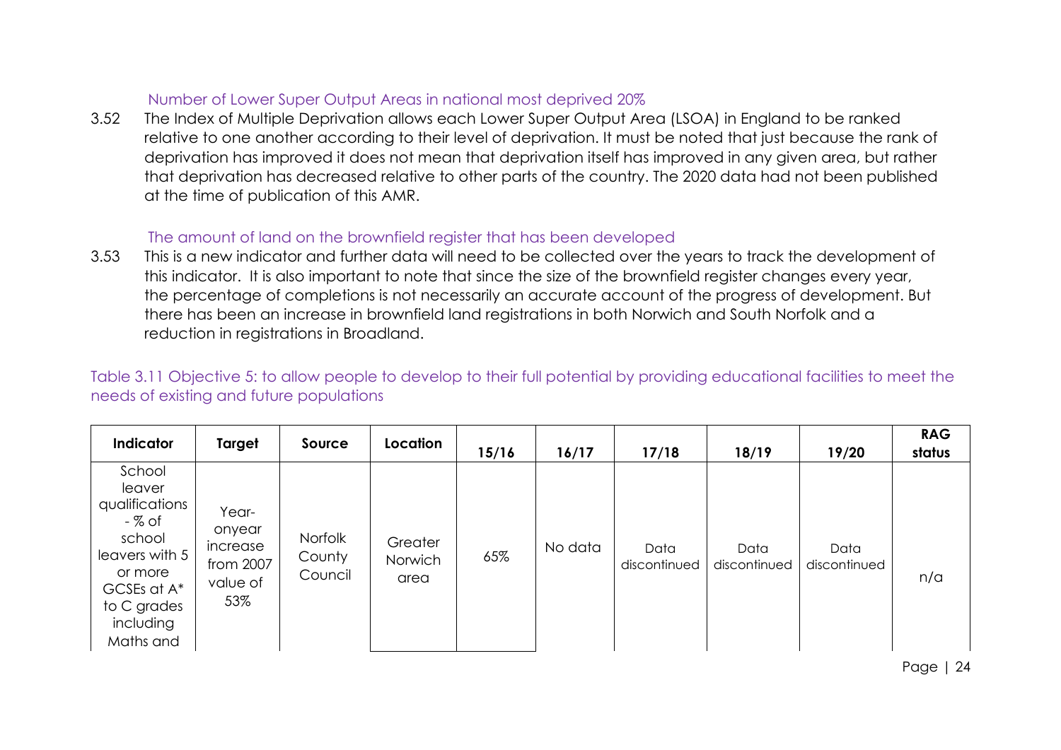### Number of Lower Super Output Areas in national most deprived 20%

3.52 The Index of Multiple Deprivation allows each Lower Super Output Area (LSOA) in England to be ranked relative to one another according to their level of deprivation. It must be noted that just because the rank of deprivation has improved it does not mean that deprivation itself has improved in any given area, but rather that deprivation has decreased relative to other parts of the country. The 2020 data had not been published at the time of publication of this AMR.

### The amount of land on the brownfield register that has been developed

3.53 This is a new indicator and further data will need to be collected over the years to track the development of this indicator. It is also important to note that since the size of the brownfield register changes every year, the percentage of completions is not necessarily an accurate account of the progress of development. But there has been an increase in brownfield land registrations in both Norwich and South Norfolk and a reduction in registrations in Broadland.

## Table 3.11 Objective 5: to allow people to develop to their full potential by providing educational facilities to meet the needs of existing and future populations

| Indicator | Target | Source | Location | 15/16 | 16/17 | 17/18 | 18/19 | 19/20 | RAG status |
|---|---|---|---|---|---|---|---|---|---|
| School leaver qualifications - % of school leavers with 5 or more GCSEs at A* to C grades including Maths and | Year-onyear increase from 2007 value of 53% | Norfolk County Council | Greater Norwich area | 65% | No data | Data discontinued | Data discontinued | Data discontinued | n/a |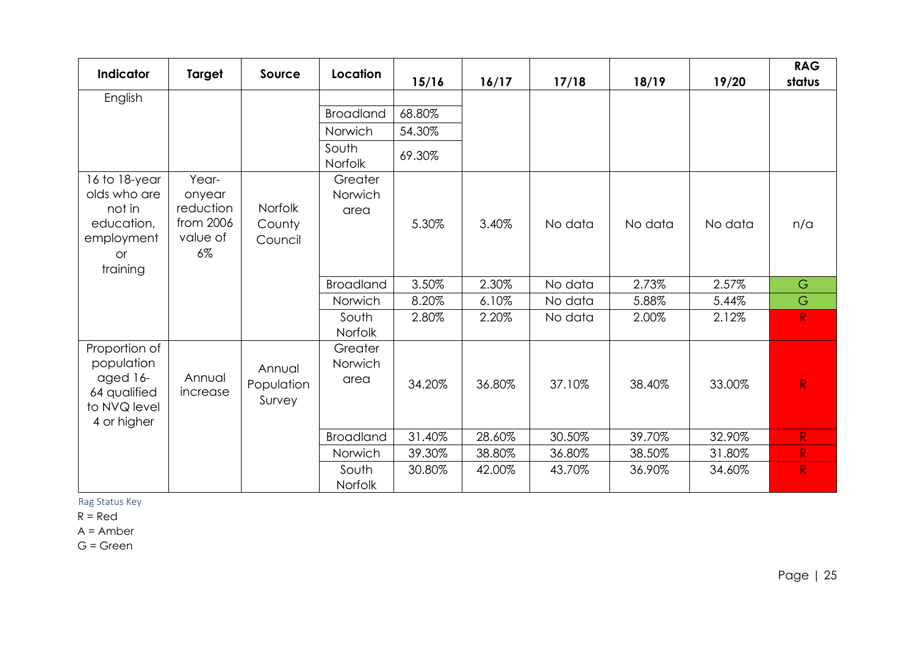| Indicator | Target | Source | Location | 15/16 | 16/17 | 17/18 | 18/19 | 19/20 | RAG status |
|---|---|---|---|---|---|---|---|---|---|
| English | | | | | | | | | |
| | | | Broadland | 68.80% | | | | | |
| | | | Norwich | 54.30% | | | | | |
| | | | South Norfolk | 69.30% | | | | | |
| 16 to 18-year olds who are not in education, employment or training | Year-onyear reduction from 2006 value of 6% | Norfolk County Council | Greater Norwich area | 5.30% | 3.40% | No data | No data | No data | n/a |
| | | | Broadland | 3.50% | 2.30% | No data | 2.73% | 2.57% | G |
| | | | Norwich | 8.20% | 6.10% | No data | 5.88% | 5.44% | G |
| | | | South Norfolk | 2.80% | 2.20% | No data | 2.00% | 2.12% | R |
| Proportion of population aged 16-64 qualified to NVQ level 4 or higher | Annual increase | Annual Population Survey | Greater Norwich area | 34.20% | 36.80% | 37.10% | 38.40% | 33.00% | R |
| | | | Broadland | 31.40% | 28.60% | 30.50% | 39.70% | 32.90% | R |
| | | | Norwich | 39.30% | 38.80% | 36.80% | 38.50% | 31.80% | R |
| | | | South Norfolk | 30.80% | 42.00% | 43.70% | 36.90% | 34.60% | R |

Rag Status Key

R = Red

A = Amber

G = Green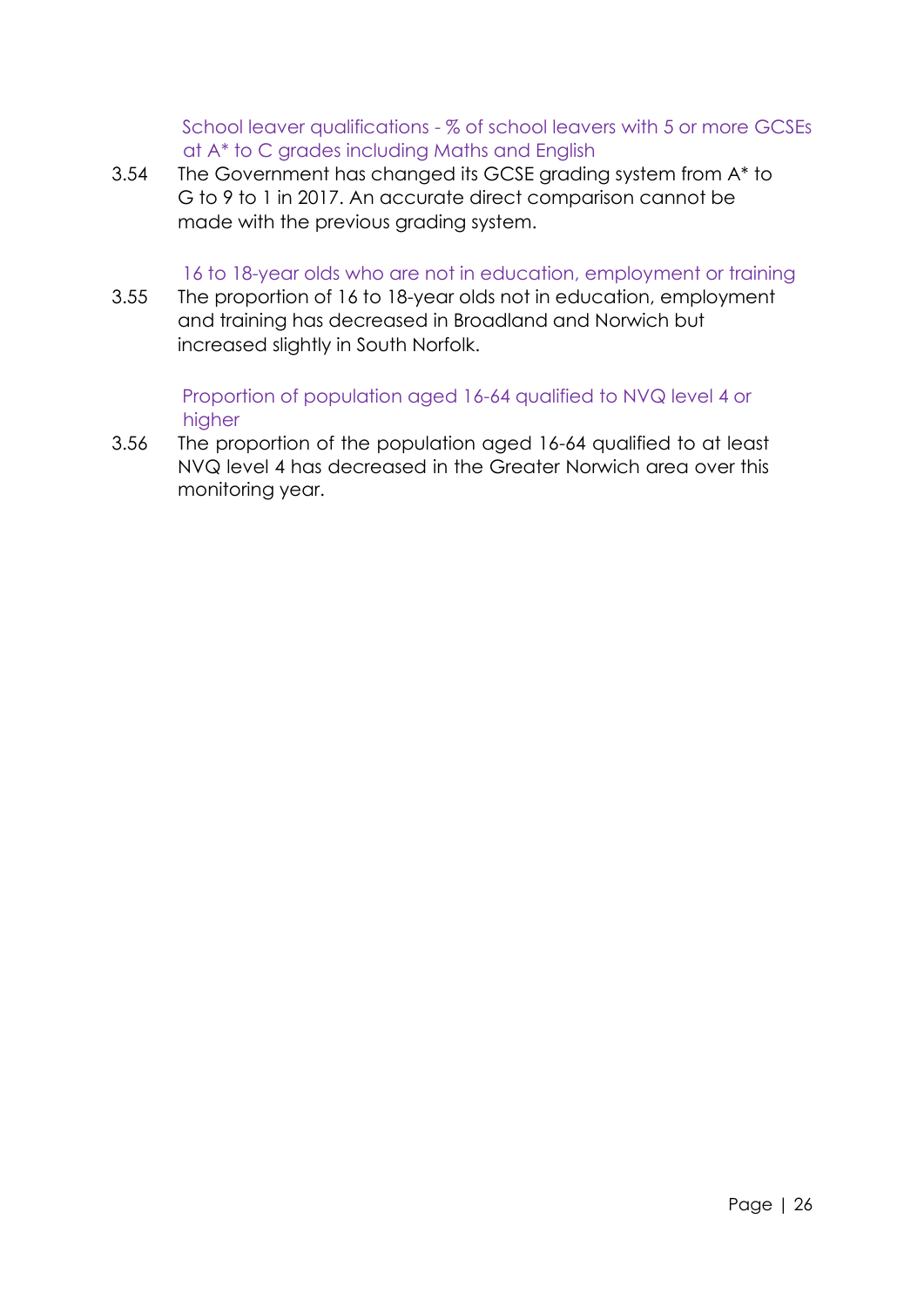### School leaver qualifications - % of school leavers with 5 or more GCSEs at A* to C grades including Maths and English

3.54 The Government has changed its GCSE grading system from A* to G to 9 to 1 in 2017. An accurate direct comparison cannot be made with the previous grading system.

### 16 to 18-year olds who are not in education, employment or training

3.55 The proportion of 16 to 18-year olds not in education, employment and training has decreased in Broadland and Norwich but increased slightly in South Norfolk.

### Proportion of population aged 16-64 qualified to NVQ level 4 or higher

3.56 The proportion of the population aged 16-64 qualified to at least NVQ level 4 has decreased in the Greater Norwich area over this monitoring year.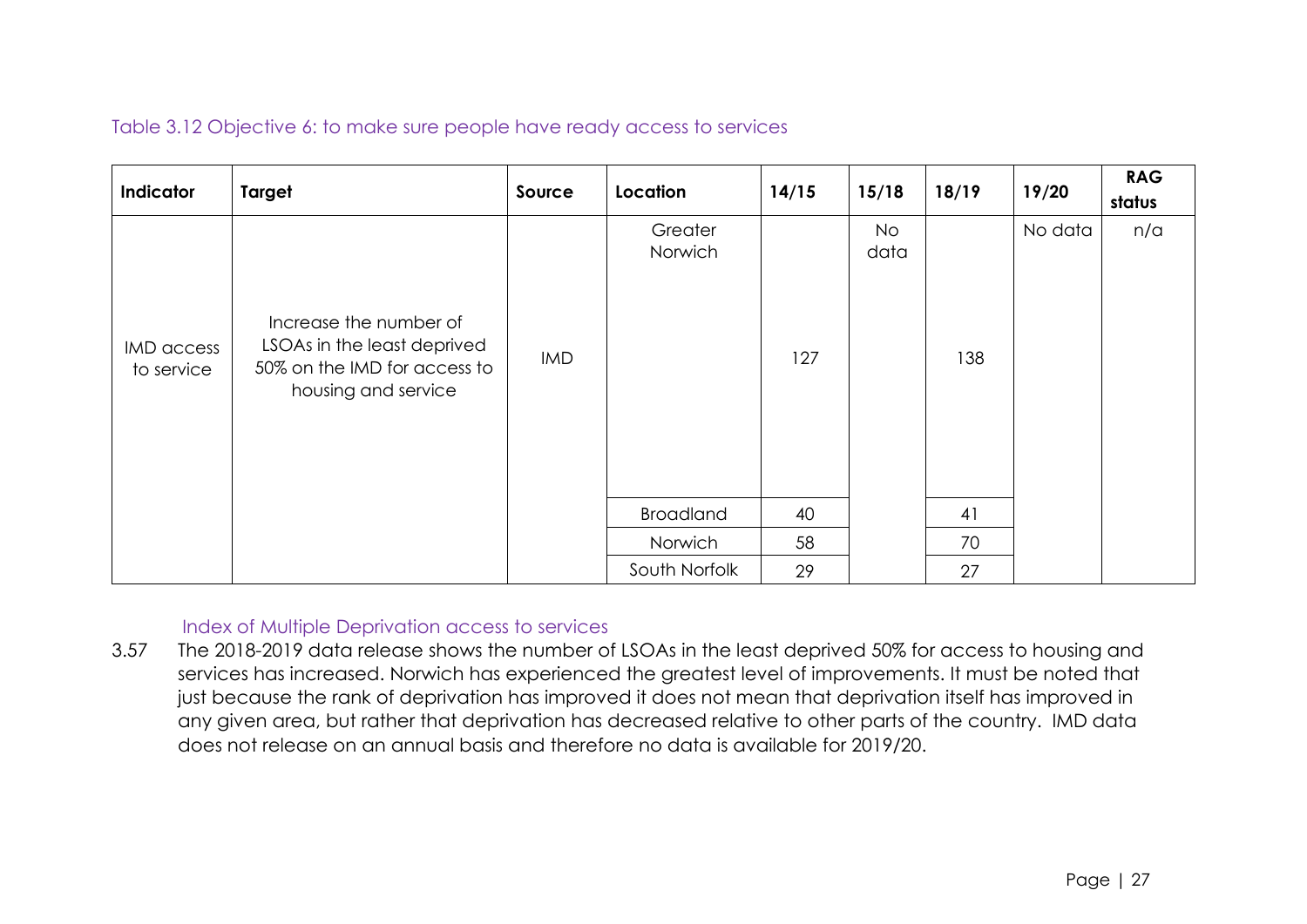Table 3.12 Objective 6: to make sure people have ready access to services

| Indicator | Target | Source | Location | 14/15 | 15/18 | 18/19 | 19/20 | RAG status |
|---|---|---|---|---|---|---|---|---|
| IMD access to service | Increase the number of LSOAs in the least deprived 50% on the IMD for access to housing and service | IMD | Greater Norwich | 127 | No data | 138 | No data | n/a |
| | | | Broadland | 40 | | 41 | | |
| | | | Norwich | 58 | | 70 | | |
| | | | South Norfolk | 29 | | 27 | | |

### Index of Multiple Deprivation access to services

3.57 The 2018-2019 data release shows the number of LSOAs in the least deprived 50% for access to housing and services has increased. Norwich has experienced the greatest level of improvements. It must be noted that just because the rank of deprivation has improved it does not mean that deprivation itself has improved in any given area, but rather that deprivation has decreased relative to other parts of the country. IMD data does not release on an annual basis and therefore no data is available for 2019/20.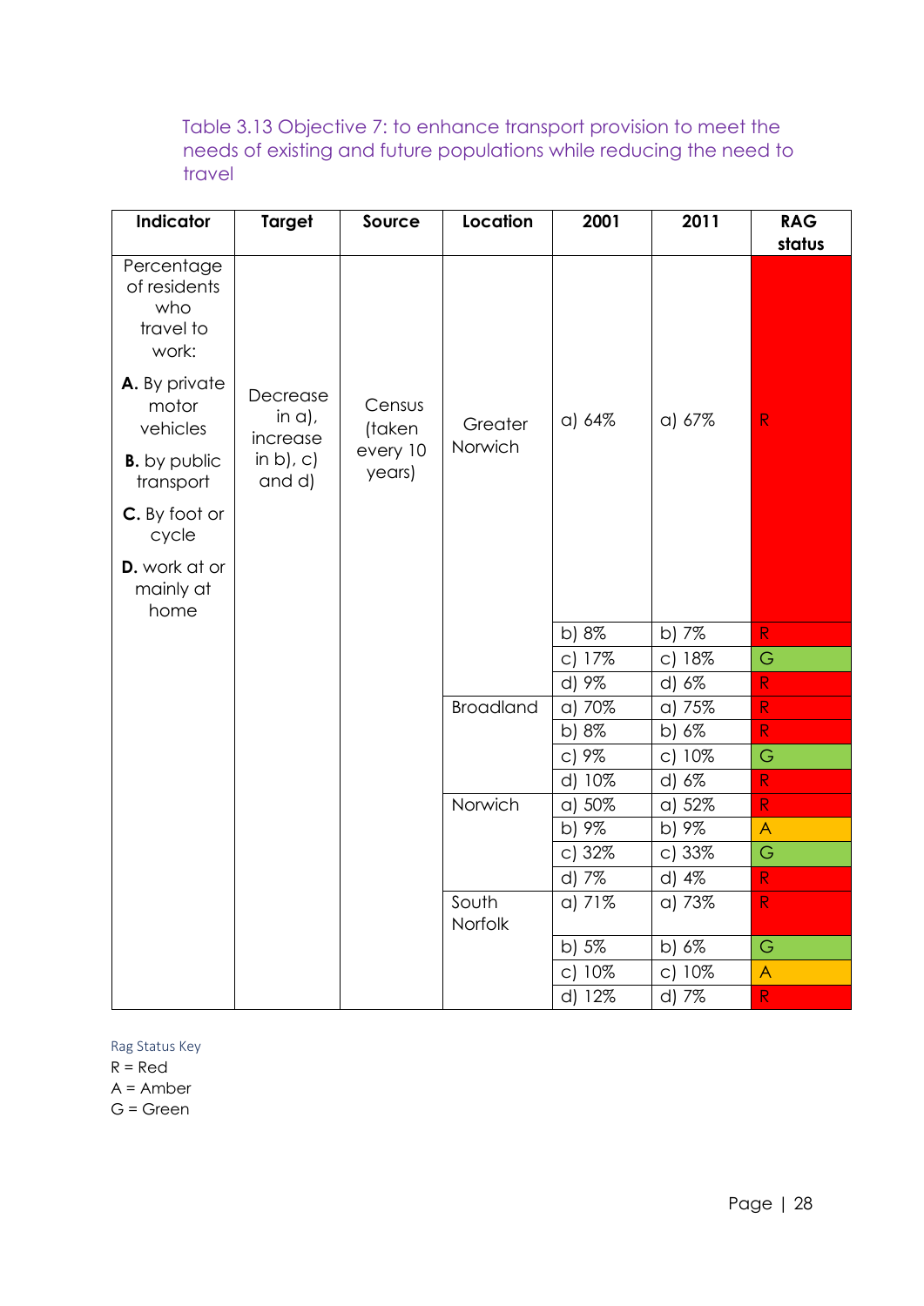Table 3.13 Objective 7: to enhance transport provision to meet the needs of existing and future populations while reducing the need to travel

| Indicator | Target | Source | Location | 2001 | 2011 | RAG status |
|---|---|---|---|---|---|---|
| Percentage of residents who travel to work: **A.** By private motor vehicles **B.** by public transport **C.** By foot or cycle **D.** work at or mainly at home | Decrease in a), increase in b), c) and d) | Census (taken every 10 years) | Greater Norwich | a) 64% | a) 67% | R |
| | | | | b) 8% | b) 7% | R |
| | | | | c) 17% | c) 18% | G |
| | | | | d) 9% | d) 6% | R |
| | | | Broadland | a) 70% | a) 75% | R |
| | | | | b) 8% | b) 6% | R |
| | | | | c) 9% | c) 10% | G |
| | | | | d) 10% | d) 6% | R |
| | | | Norwich | a) 50% | a) 52% | R |
| | | | | b) 9% | b) 9% | A |
| | | | | c) 32% | c) 33% | G |
| | | | | d) 7% | d) 4% | R |
| | | | South Norfolk | a) 71% | a) 73% | R |
| | | | | b) 5% | b) 6% | G |
| | | | | c) 10% | c) 10% | A |
| | | | | d) 12% | d) 7% | R |

Rag Status Key
R = Red
A = Amber
G = Green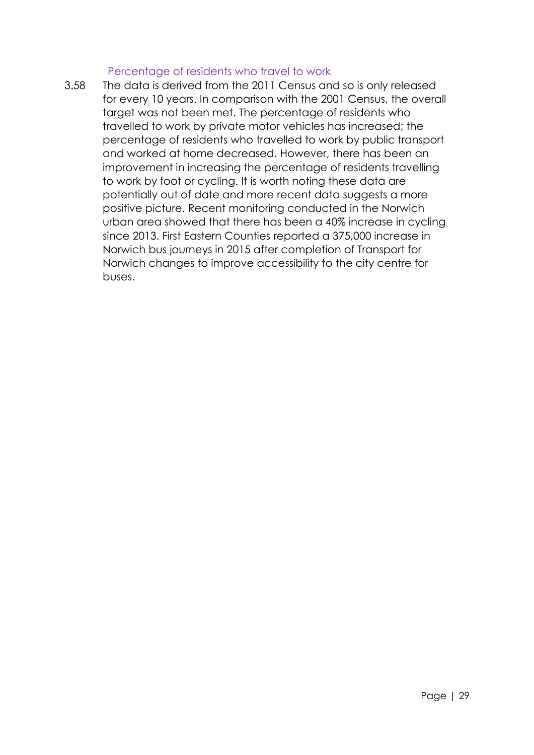### Percentage of residents who travel to work

3.58 The data is derived from the 2011 Census and so is only released for every 10 years. In comparison with the 2001 Census, the overall target was not been met. The percentage of residents who travelled to work by private motor vehicles has increased; the percentage of residents who travelled to work by public transport and worked at home decreased. However, there has been an improvement in increasing the percentage of residents travelling to work by foot or cycling. It is worth noting these data are potentially out of date and more recent data suggests a more positive picture. Recent monitoring conducted in the Norwich urban area showed that there has been a 40% increase in cycling since 2013. First Eastern Counties reported a 375,000 increase in Norwich bus journeys in 2015 after completion of Transport for Norwich changes to improve accessibility to the city centre for buses.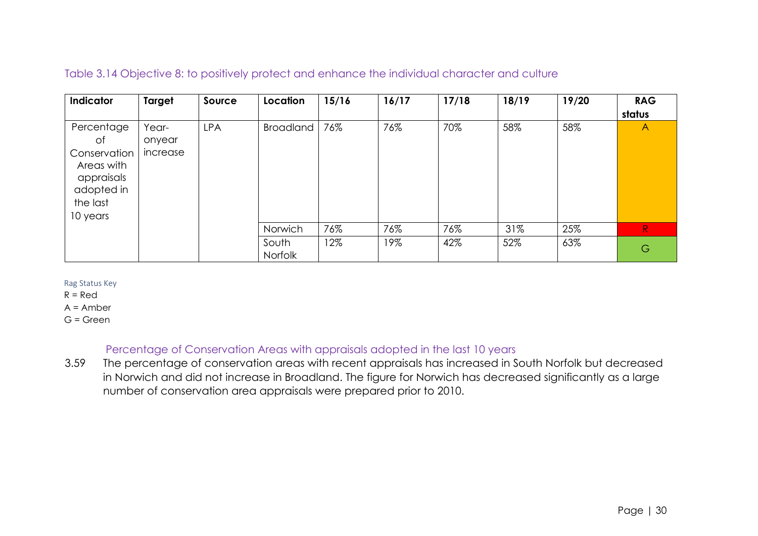Table 3.14 Objective 8: to positively protect and enhance the individual character and culture

| Indicator | Target | Source | Location | 15/16 | 16/17 | 17/18 | 18/19 | 19/20 | RAG status |
|---|---|---|---|---|---|---|---|---|---|
| Percentage of Conservation Areas with appraisals adopted in the last 10 years | Year-onyear increase | LPA | Broadland | 76% | 76% | 70% | 58% | 58% | A |
| | | | Norwich | 76% | 76% | 76% | 31% | 25% | R |
| | | | South Norfolk | 12% | 19% | 42% | 52% | 63% | G |

Rag Status Key
R = Red
A = Amber
G = Green

### Percentage of Conservation Areas with appraisals adopted in the last 10 years

3.59 The percentage of conservation areas with recent appraisals has increased in South Norfolk but decreased in Norwich and did not increase in Broadland. The figure for Norwich has decreased significantly as a large number of conservation area appraisals were prepared prior to 2010.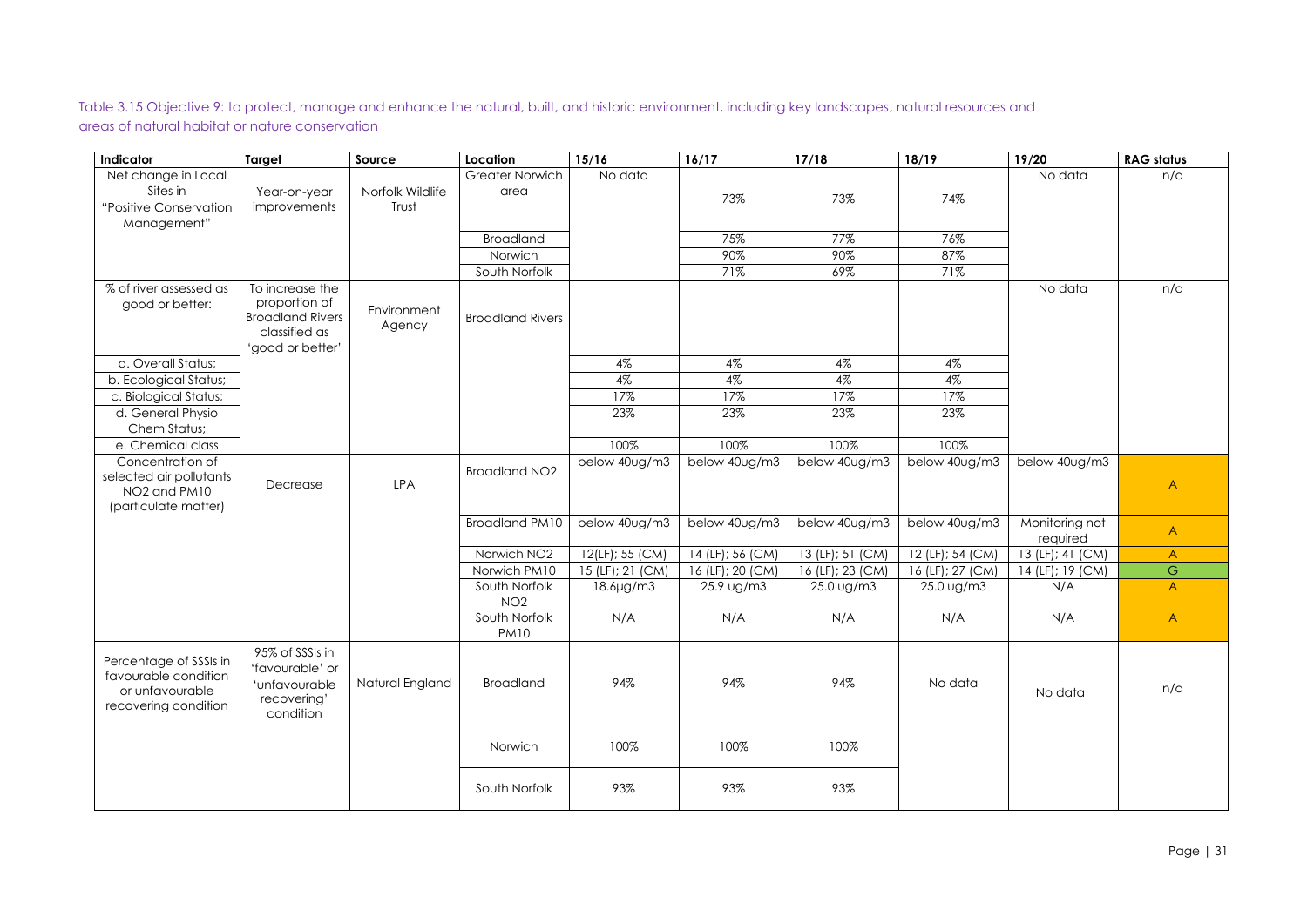Table 3.15 Objective 9: to protect, manage and enhance the natural, built, and historic environment, including key landscapes, natural resources and areas of natural habitat or nature conservation

| Indicator | Target | Source | Location | 15/16 | 16/17 | 17/18 | 18/19 | 19/20 | RAG status |
|---|---|---|---|---|---|---|---|---|---|
| Net change in Local Sites in "Positive Conservation Management" | Year-on-year improvements | Norfolk Wildlife Trust | Greater Norwich area | No data | 73% | 73% | 74% | No data | n/a |
| | | | Broadland | | 75% | 77% | 76% | | |
| | | | Norwich | | 90% | 90% | 87% | | |
| | | | South Norfolk | | 71% | 69% | 71% | | |
| % of river assessed as good or better: | To increase the proportion of Broadland Rivers classified as 'good or better' | Environment Agency | Broadland Rivers | | | | | No data | n/a |
| a. Overall Status; | | | | 4% | 4% | 4% | 4% | | |
| b. Ecological Status; | | | | 4% | 4% | 4% | 4% | | |
| c. Biological Status; | | | | 17% | 17% | 17% | 17% | | |
| d. General Physio Chem Status; | | | | 23% | 23% | 23% | 23% | | |
| e. Chemical class | | | | 100% | 100% | 100% | 100% | | |
| Concentration of selected air pollutants $NO_2$ and $PM_{10}$ (particulate matter) | Decrease | LPA | Broadland $NO_2$ | below 40ug/m3 | below 40ug/m3 | below 40ug/m3 | below 40ug/m3 | below 40ug/m3 | A |
| | | | Broadland $PM_{10}$ | below 40ug/m3 | below 40ug/m3 | below 40ug/m3 | below 40ug/m3 | Monitoring not required | A |
| | | | Norwich $NO_2$ | 12(LF); 55 (CM) | 14 (LF); 56 (CM) | 13 (LF); 51 (CM) | 12 (LF); 54 (CM) | 13 (LF); 41 (CM) | A |
| | | | Norwich $PM_{10}$ | 15 (LF); 21 (CM) | 16 (LF); 20 (CM) | 16 (LF); 23 (CM) | 16 (LF); 27 (CM) | 14 (LF); 19 (CM) | G |
| | | | South Norfolk $NO_2$ | 18.6µg/m3 | 25.9 ug/m3 | 25.0 ug/m3 | 25.0 ug/m3 | N/A | A |
| | | | South Norfolk $PM_{10}$ | N/A | N/A | N/A | N/A | N/A | A |
| Percentage of SSSIs in favourable condition or unfavourable recovering condition | 95% of SSSIs in 'favourable' or 'unfavourable recovering' condition | Natural England | Broadland | 94% | 94% | 94% | No data | No data | n/a |
| | | | Norwich | 100% | 100% | 100% | | | |
| | | | South Norfolk | 93% | 93% | 93% | | | |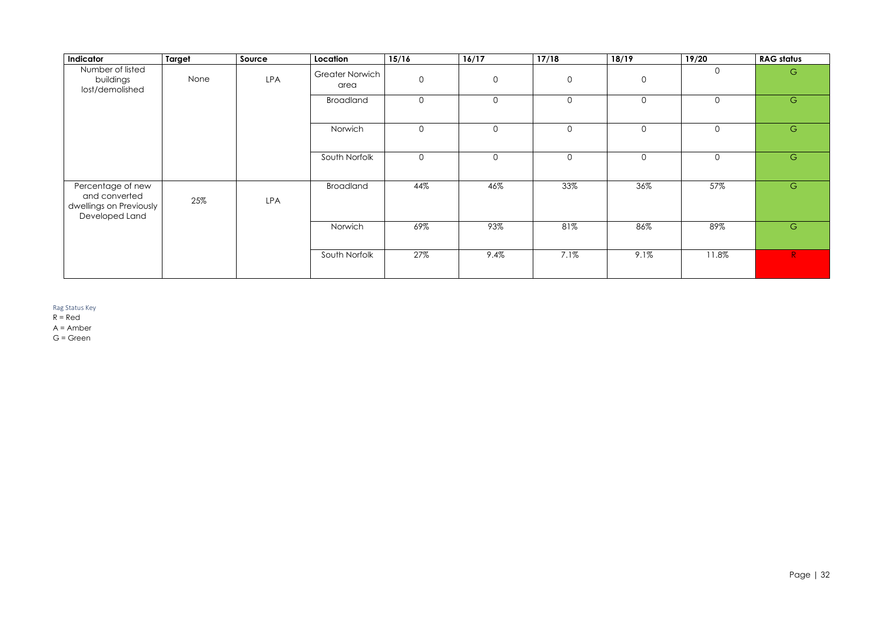| Indicator | Target | Source | Location | 15/16 | 16/17 | 17/18 | 18/19 | 19/20 | RAG status |
|---|---|---|---|---|---|---|---|---|---|
| Number of listed buildings lost/demolished | None | LPA | Greater Norwich area | 0 | 0 | 0 | 0 | 0 | G |
| | | | Broadland | 0 | 0 | 0 | 0 | 0 | G |
| | | | Norwich | 0 | 0 | 0 | 0 | 0 | G |
| | | | South Norfolk | 0 | 0 | 0 | 0 | 0 | G |
| Percentage of new and converted dwellings on Previously Developed Land | 25% | LPA | Broadland | 44% | 46% | 33% | 36% | 57% | G |
| | | | Norwich | 69% | 93% | 81% | 86% | 89% | G |
| | | | South Norfolk | 27% | 9.4% | 7.1% | 9.1% | 11.8% | R |

Rag Status Key

R = Red

A = Amber

G = Green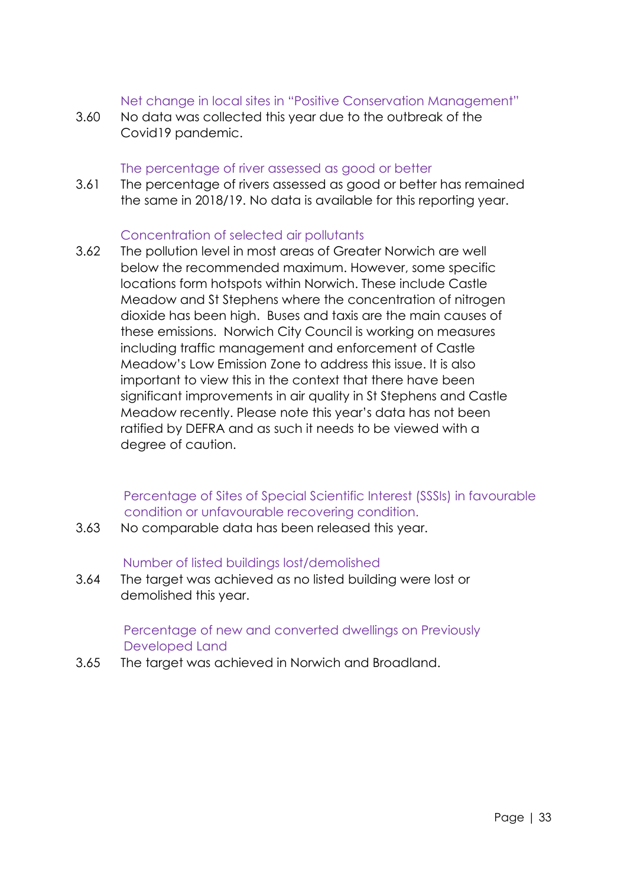### Net change in local sites in "Positive Conservation Management"

3.60 No data was collected this year due to the outbreak of the Covid19 pandemic.

### The percentage of river assessed as good or better

3.61 The percentage of rivers assessed as good or better has remained the same in 2018/19. No data is available for this reporting year.

### Concentration of selected air pollutants

3.62 The pollution level in most areas of Greater Norwich are well below the recommended maximum. However, some specific locations form hotspots within Norwich. These include Castle Meadow and St Stephens where the concentration of nitrogen dioxide has been high. Buses and taxis are the main causes of these emissions. Norwich City Council is working on measures including traffic management and enforcement of Castle Meadow's Low Emission Zone to address this issue. It is also important to view this in the context that there have been significant improvements in air quality in St Stephens and Castle Meadow recently. Please note this year's data has not been ratified by DEFRA and as such it needs to be viewed with a degree of caution.

### Percentage of Sites of Special Scientific Interest (SSSIs) in favourable condition or unfavourable recovering condition.

3.63 No comparable data has been released this year.

### Number of listed buildings lost/demolished

3.64 The target was achieved as no listed building were lost or demolished this year.

### Percentage of new and converted dwellings on Previously Developed Land

3.65 The target was achieved in Norwich and Broadland.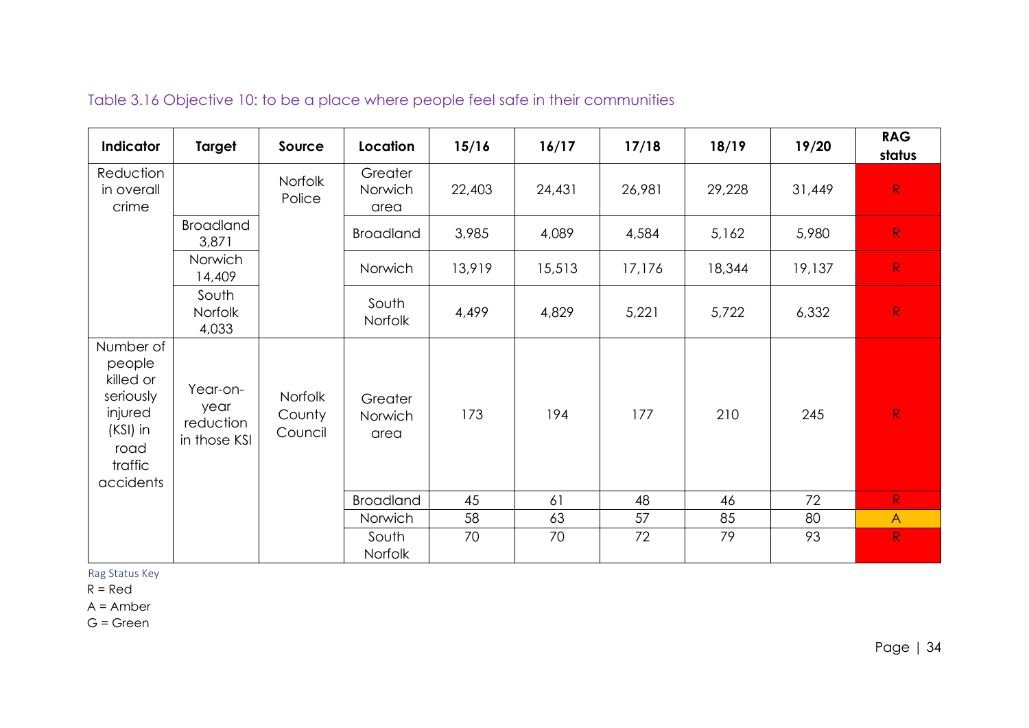Table 3.16 Objective 10: to be a place where people feel safe in their communities

| Indicator | Target | Source | Location | 15/16 | 16/17 | 17/18 | 18/19 | 19/20 | RAG status |
|---|---|---|---|---|---|---|---|---|---|
| Reduction in overall crime | | Norfolk Police | Greater Norwich area | 22,403 | 24,431 | 26,981 | 29,228 | 31,449 | R |
| | Broadland 3,871 | | Broadland | 3,985 | 4,089 | 4,584 | 5,162 | 5,980 | R |
| | Norwich 14,409 | | Norwich | 13,919 | 15,513 | 17,176 | 18,344 | 19,137 | R |
| | South Norfolk 4,033 | | South Norfolk | 4,499 | 4,829 | 5,221 | 5,722 | 6,332 | R |
| Number of people killed or seriously injured (KSI) in road traffic accidents | Year-on-year reduction in those KSI | Norfolk County Council | Greater Norwich area | 173 | 194 | 177 | 210 | 245 | R |
| | | | Broadland | 45 | 61 | 48 | 46 | 72 | R |
| | | | Norwich | 58 | 63 | 57 | 85 | 80 | A |
| | | | South Norfolk | 70 | 70 | 72 | 79 | 93 | R |

Rag Status Key
R = Red
A = Amber
G = Green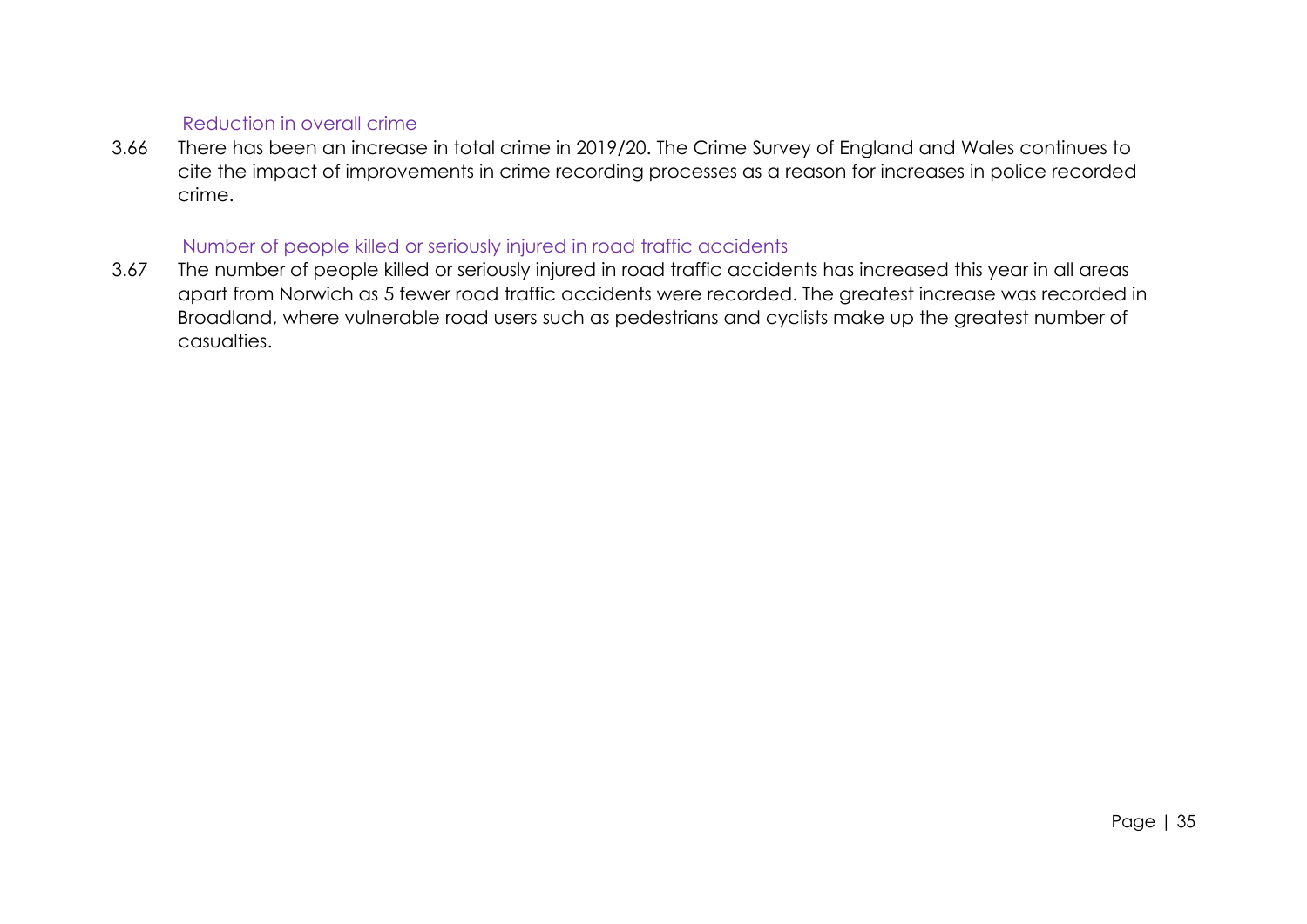### Reduction in overall crime

3.66 There has been an increase in total crime in 2019/20. The Crime Survey of England and Wales continues to cite the impact of improvements in crime recording processes as a reason for increases in police recorded crime.

### Number of people killed or seriously injured in road traffic accidents

3.67 The number of people killed or seriously injured in road traffic accidents has increased this year in all areas apart from Norwich as 5 fewer road traffic accidents were recorded. The greatest increase was recorded in Broadland, where vulnerable road users such as pedestrians and cyclists make up the greatest number of casualties.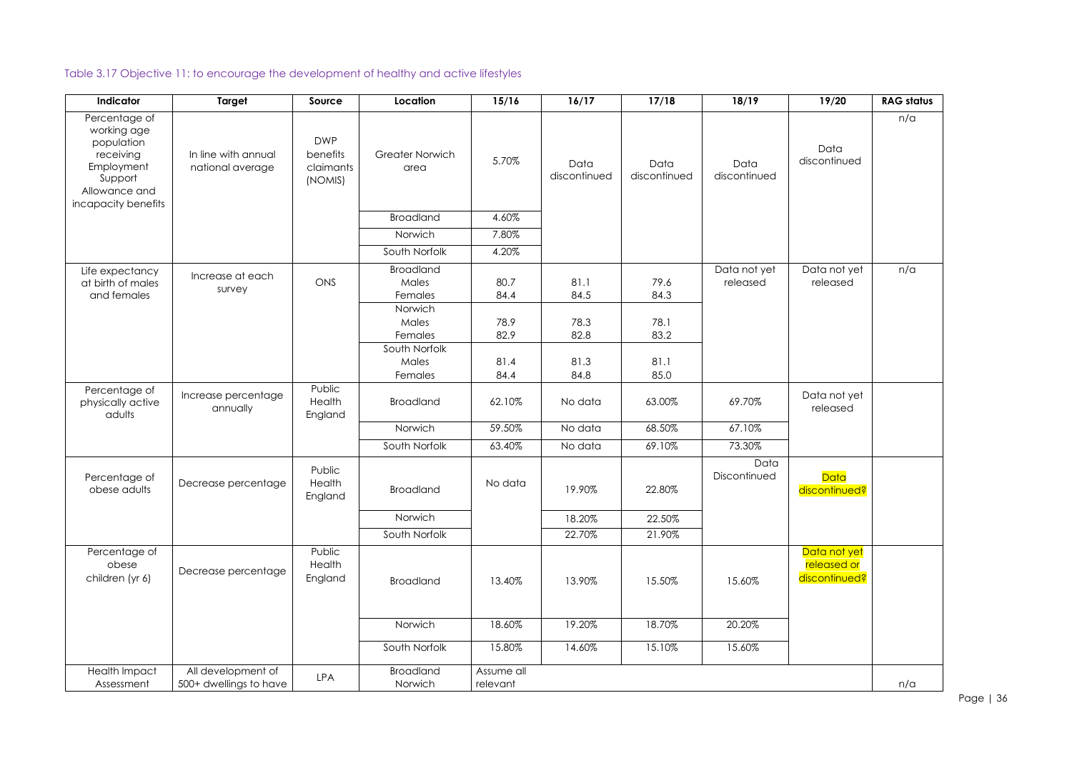Table 3.17 Objective 11: to encourage the development of healthy and active lifestyles

| Indicator | Target | Source | Location | 15/16 | 16/17 | 17/18 | 18/19 | 19/20 | RAG status |
|---|---|---|---|---|---|---|---|---|---|
| Percentage of working age population receiving Employment Support Allowance and incapacity benefits | In line with annual national average | DWP benefits claimants (NOMIS) | Greater Norwich area | 5.70% | Data discontinued | Data discontinued | Data discontinued | Data discontinued | n/a |
| | | | Broadland | 4.60% | | | | | |
| | | | Norwich | 7.80% | | | | | |
| | | | South Norfolk | 4.20% | | | | | |
| Life expectancy at birth of males and females | Increase at each survey | ONS | Broadland Males Females | 80.7 84.4 | 81.1 84.5 | 79.6 84.3 | Data not yet released | Data not yet released | n/a |
| | | | Norwich Males Females | 78.9 82.9 | 78.3 82.8 | 78.1 83.2 | | | |
| | | | South Norfolk Males Females | 81.4 84.4 | 81.3 84.8 | 81.1 85.0 | | | |
| Percentage of physically active adults | Increase percentage annually | Public Health England | Broadland | 62.10% | No data | 63.00% | 69.70% | Data not yet released | |
| | | | Norwich | 59.50% | No data | 68.50% | 67.10% | | |
| | | | South Norfolk | 63.40% | No data | 69.10% | 73.30% | | |
| Percentage of obese adults | Decrease percentage | Public Health England | Broadland | No data | 19.90% | 22.80% | Data Discontinued | Data discontinued? | |
| | | | Norwich | | 18.20% | 22.50% | | | |
| | | | South Norfolk | | 22.70% | 21.90% | | | |
| Percentage of obese children (yr 6) | Decrease percentage | Public Health England | Broadland | 13.40% | 13.90% | 15.50% | 15.60% | Data not yet released or discontinued? | |
| | | | Norwich | 18.60% | 19.20% | 18.70% | 20.20% | | |
| | | | South Norfolk | 15.80% | 14.60% | 15.10% | 15.60% | | |
| Health Impact Assessment | All development of 500+ dwellings to have | LPA | Broadland Norwich | Assume all relevant | | | | | n/a |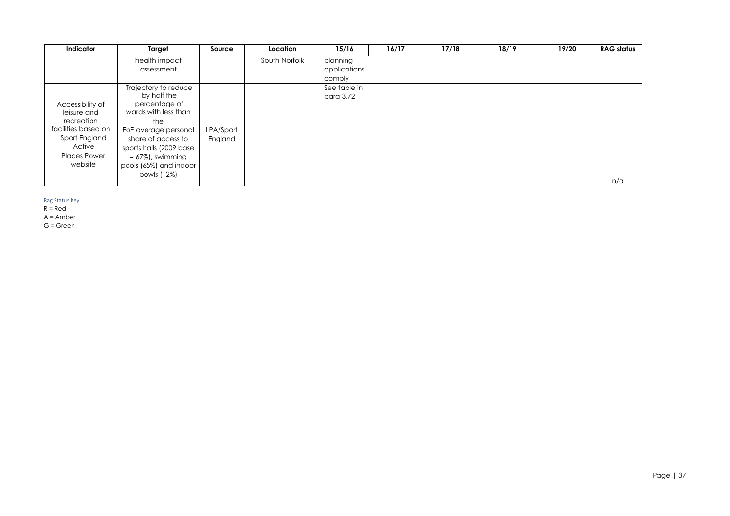| Indicator | Target | Source | Location | 15/16 | 16/17 | 17/18 | 18/19 | 19/20 | RAG status |
|---|---|---|---|---|---|---|---|---|---|
| | health impact assessment | | South Norfolk | planning applications comply | | | | | |
| Accessibility of leisure and recreation facilities based on Sport England Active Places Power website | Trajectory to reduce by half the percentage of wards with less than the EoE average personal share of access to sports halls (2009 base = 67%), swimming pools (65%) and indoor bowls (12%) | LPA/Sport England | | See table in para 3.72 | | | | | n/a |

Rag Status Key

R = Red

A = Amber

G = Green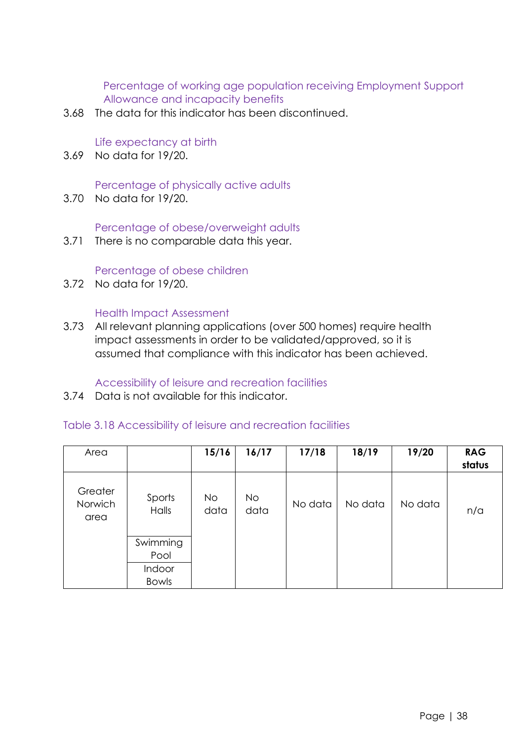### Percentage of working age population receiving Employment Support Allowance and incapacity benefits

3.68 The data for this indicator has been discontinued.

### Life expectancy at birth

3.69 No data for 19/20.

### Percentage of physically active adults

3.70 No data for 19/20.

### Percentage of obese/overweight adults

3.71 There is no comparable data this year.

### Percentage of obese children

3.72 No data for 19/20.

### Health Impact Assessment

3.73 All relevant planning applications (over 500 homes) require health impact assessments in order to be validated/approved, so it is assumed that compliance with this indicator has been achieved.

### Accessibility of leisure and recreation facilities

3.74 Data is not available for this indicator.

Table 3.18 Accessibility of leisure and recreation facilities

| Area | | **15/16** | **16/17** | **17/18** | **18/19** | **19/20** | **RAG status** |
|---|---|---|---|---|---|---|---|
| Greater Norwich area | Sports Halls | No data | No data | No data | No data | No data | n/a |
| | Swimming Pool | | | | | | |
| | Indoor Bowls | | | | | | |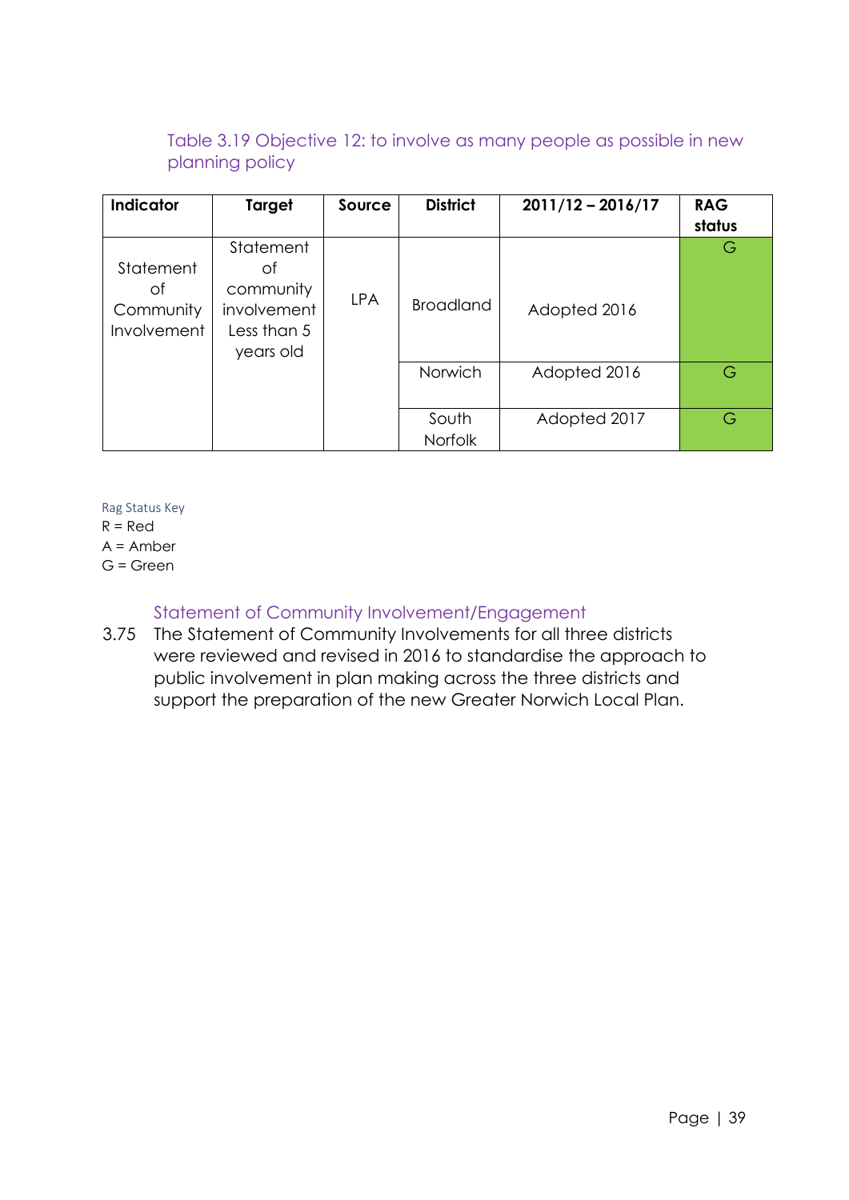Table 3.19 Objective 12: to involve as many people as possible in new planning policy

| Indicator | Target | Source | District | 2011/12 – 2016/17 | RAG status |
|---|---|---|---|---|---|
| Statement of Community Involvement | Statement of community involvement Less than 5 years old | LPA | Broadland | Adopted 2016 | G |
| | | | Norwich | Adopted 2016 | G |
| | | | South Norfolk | Adopted 2017 | G |

Rag Status Key
R = Red
A = Amber
G = Green

### Statement of Community Involvement/Engagement

3.75 The Statement of Community Involvements for all three districts were reviewed and revised in 2016 to standardise the approach to public involvement in plan making across the three districts and support the preparation of the new Greater Norwich Local Plan.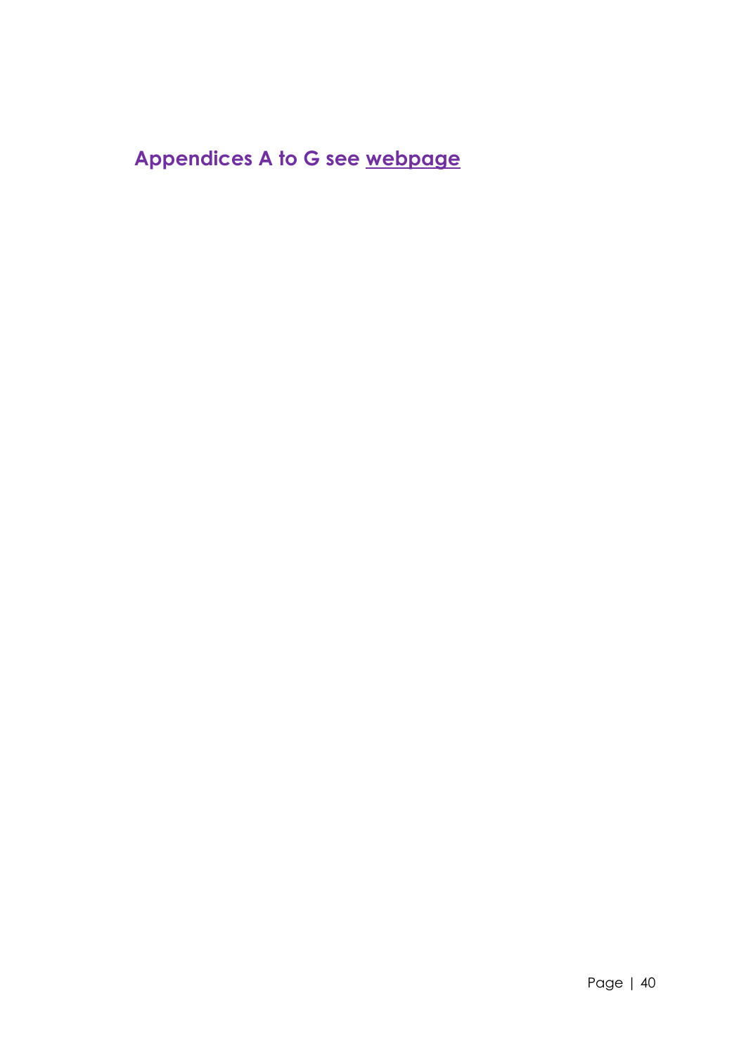## Appendices A to G see webpage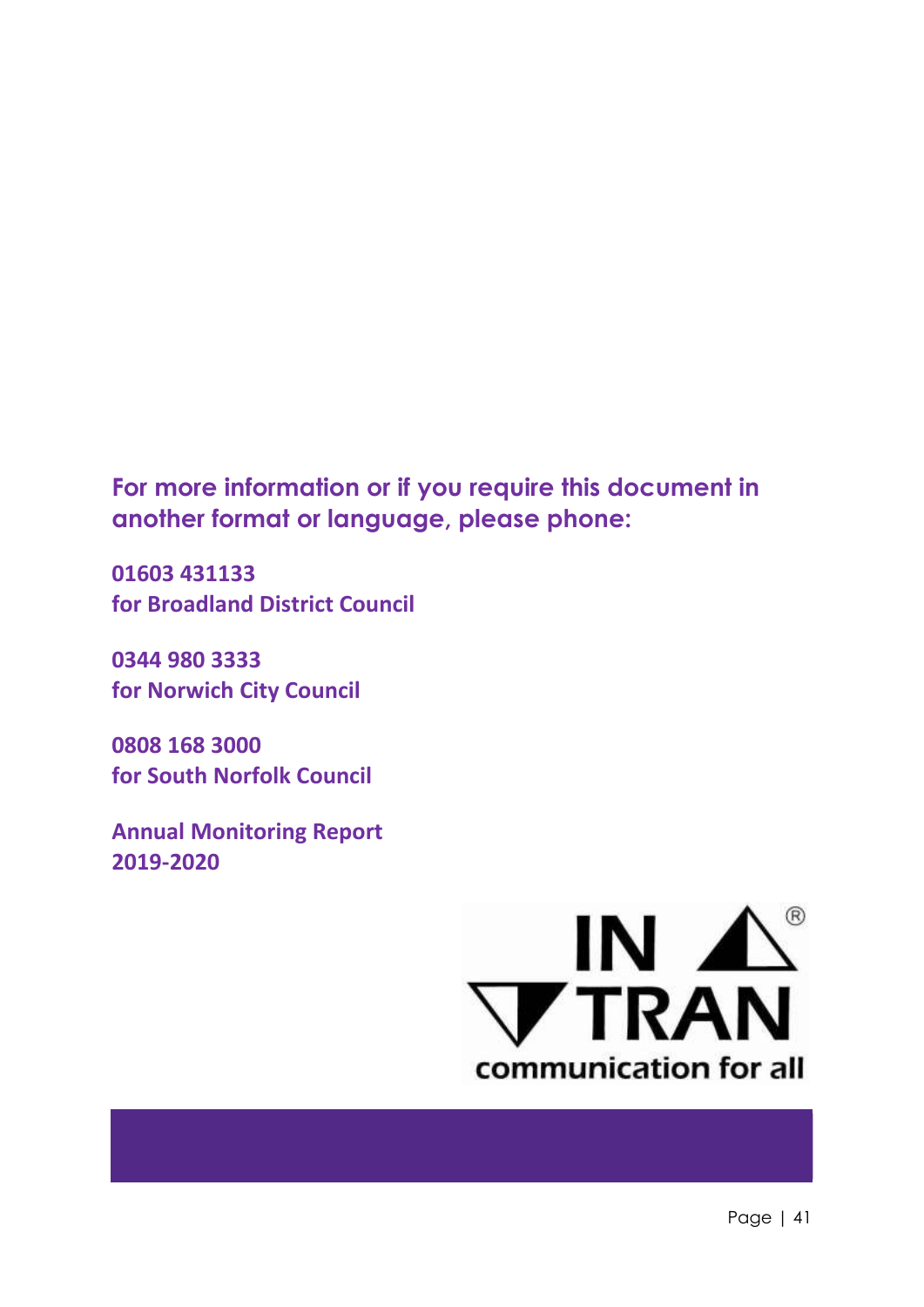**For more information or if you require this document in another format or language, please phone:**

**01603 431133**
**for Broadland District Council**

**0344 980 3333**
**for Norwich City Council**

**0808 168 3000**
**for South Norfolk Council**

**Annual Monitoring Report**
**2019-2020**

IN TRAN®
communication for all